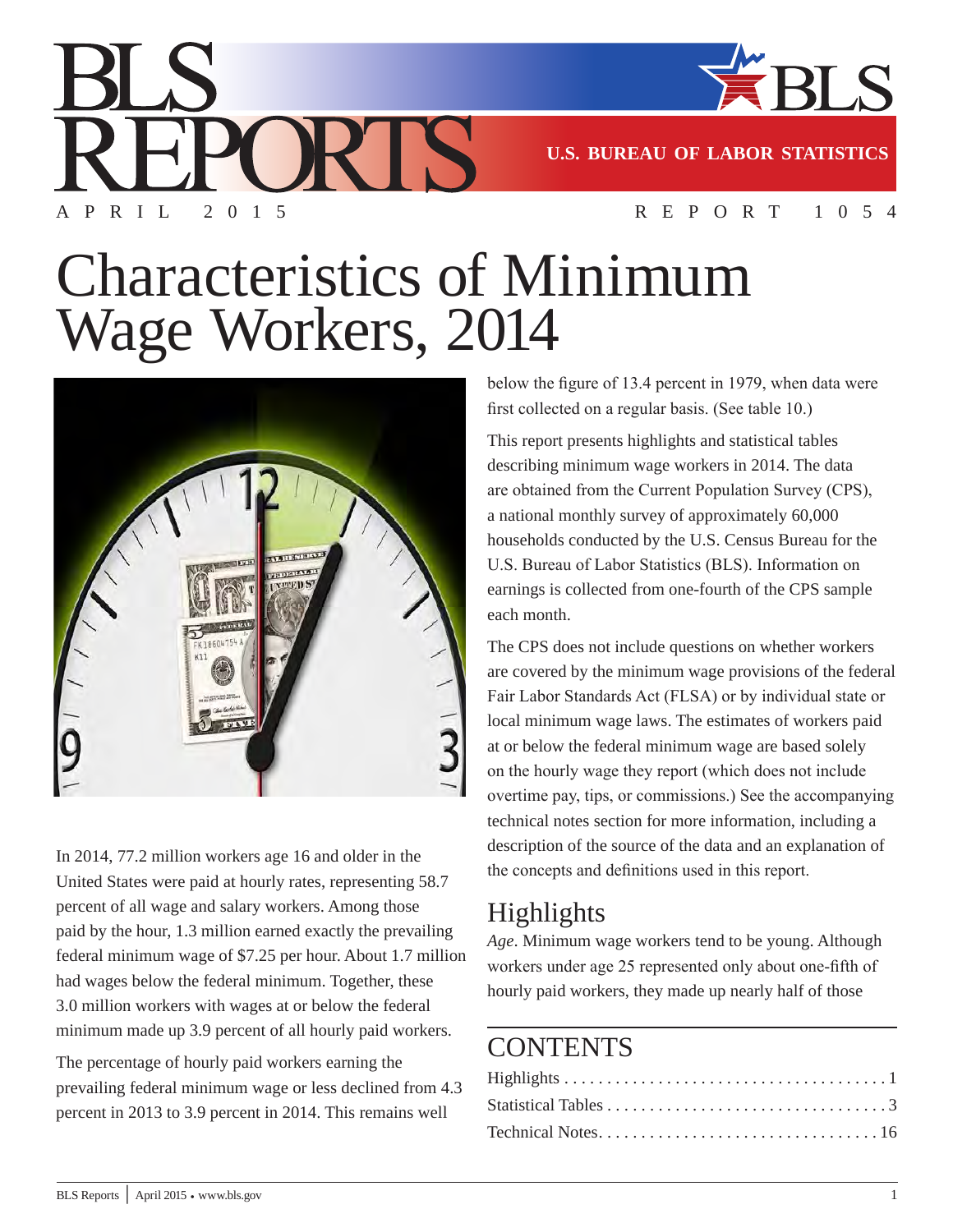# Characteristics of Minimum Wage Workers, 2014

APRIL 2015 — REPORT 1054

In 2014, 77.2 million workers age 16 and older in the United States were paid at hourly rates, representing 58.7 percent of all wage and salary workers. Among those paid by the hour, 1.3 million earned exactly the prevailing federal minimum wage of $7.25 per hour. About 1.7 million had wages below the federal minimum. Together, these 3.0 million workers with wages at or below the federal minimum made up 3.9 percent of all hourly paid workers.

The percentage of hourly paid workers earning the prevailing federal minimum wage or less declined from 4.3 percent in 2013 to 3.9 percent in 2014. This remains well below the figure of 13.4 percent in 1979, when data were first collected on a regular basis. (See table 10.)

This report presents highlights and statistical tables describing minimum wage workers in 2014. The data are obtained from the Current Population Survey (CPS), a national monthly survey of approximately 60,000 households conducted by the U.S. Census Bureau for the U.S. Bureau of Labor Statistics (BLS). Information on earnings is collected from one-fourth of the CPS sample each month.

The CPS does not include questions on whether workers are covered by the minimum wage provisions of the federal Fair Labor Standards Act (FLSA) or by individual state or local minimum wage laws. The estimates of workers paid at or below the federal minimum wage are based solely on the hourly wage they report (which does not include overtime pay, tips, or commissions.) See the accompanying technical notes section for more information, including a description of the source of the data and an explanation of the concepts and definitions used in this report.

## Highlights

*Age*. Minimum wage workers tend to be young. Although workers under age 25 represented only about one-fifth of hourly paid workers, they made up nearly half of those

## CONTENTS

Highlights . . . . . . . . . . . . . . . . . . . . . . . . . . . . . . . . . . . . . . 1
Statistical Tables . . . . . . . . . . . . . . . . . . . . . . . . . . . . . . . . . 3
Technical Notes. . . . . . . . . . . . . . . . . . . . . . . . . . . . . . . . . 16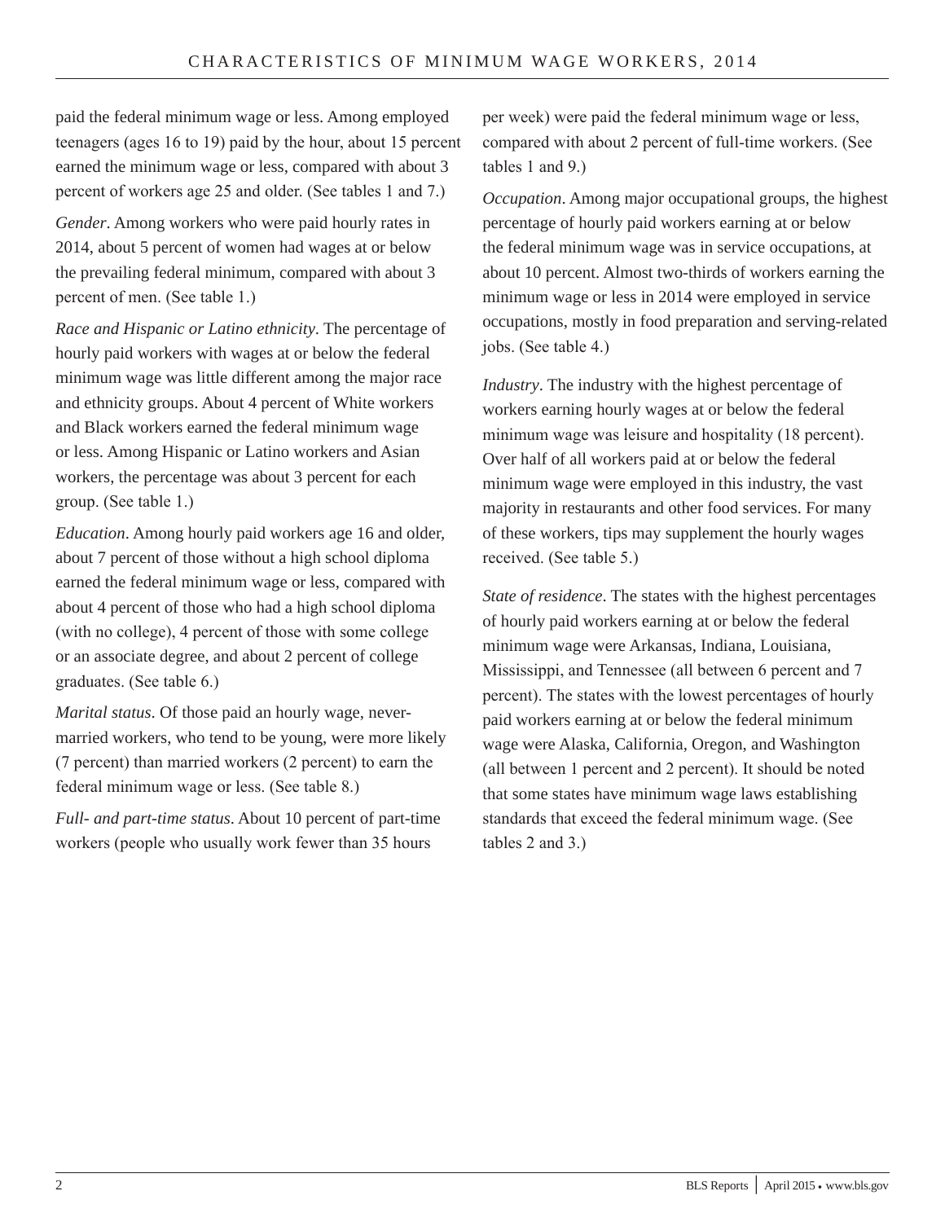paid the federal minimum wage or less. Among employed teenagers (ages 16 to 19) paid by the hour, about 15 percent earned the minimum wage or less, compared with about 3 percent of workers age 25 and older. (See tables 1 and 7.)

*Gender*. Among workers who were paid hourly rates in 2014, about 5 percent of women had wages at or below the prevailing federal minimum, compared with about 3 percent of men. (See table 1.)

*Race and Hispanic or Latino ethnicity*. The percentage of hourly paid workers with wages at or below the federal minimum wage was little different among the major race and ethnicity groups. About 4 percent of White workers and Black workers earned the federal minimum wage or less. Among Hispanic or Latino workers and Asian workers, the percentage was about 3 percent for each group. (See table 1.)

*Education*. Among hourly paid workers age 16 and older, about 7 percent of those without a high school diploma earned the federal minimum wage or less, compared with about 4 percent of those who had a high school diploma (with no college), 4 percent of those with some college or an associate degree, and about 2 percent of college graduates. (See table 6.)

*Marital status*. Of those paid an hourly wage, never-married workers, who tend to be young, were more likely (7 percent) than married workers (2 percent) to earn the federal minimum wage or less. (See table 8.)

*Full- and part-time status*. About 10 percent of part-time workers (people who usually work fewer than 35 hours per week) were paid the federal minimum wage or less, compared with about 2 percent of full-time workers. (See tables 1 and 9.)

*Occupation*. Among major occupational groups, the highest percentage of hourly paid workers earning at or below the federal minimum wage was in service occupations, at about 10 percent. Almost two-thirds of workers earning the minimum wage or less in 2014 were employed in service occupations, mostly in food preparation and serving-related jobs. (See table 4.)

*Industry*. The industry with the highest percentage of workers earning hourly wages at or below the federal minimum wage was leisure and hospitality (18 percent). Over half of all workers paid at or below the federal minimum wage were employed in this industry, the vast majority in restaurants and other food services. For many of these workers, tips may supplement the hourly wages received. (See table 5.)

*State of residence*. The states with the highest percentages of hourly paid workers earning at or below the federal minimum wage were Arkansas, Indiana, Louisiana, Mississippi, and Tennessee (all between 6 percent and 7 percent). The states with the lowest percentages of hourly paid workers earning at or below the federal minimum wage were Alaska, California, Oregon, and Washington (all between 1 percent and 2 percent). It should be noted that some states have minimum wage laws establishing standards that exceed the federal minimum wage. (See tables 2 and 3.)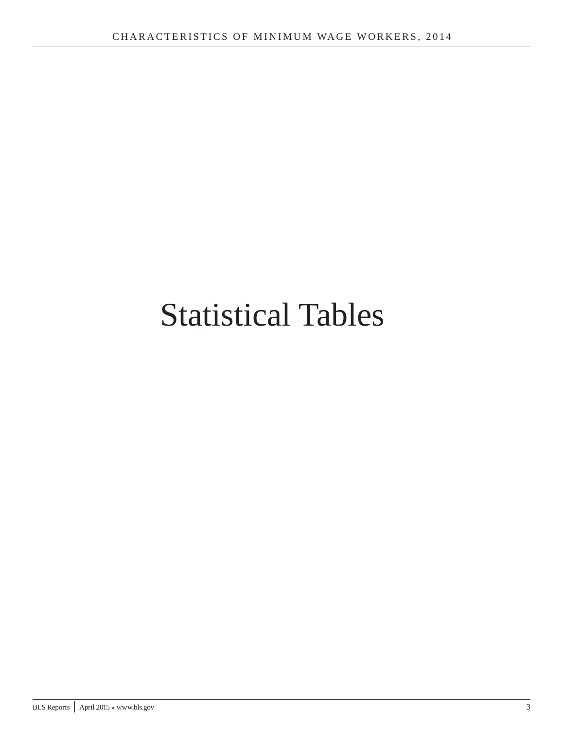# Statistical Tables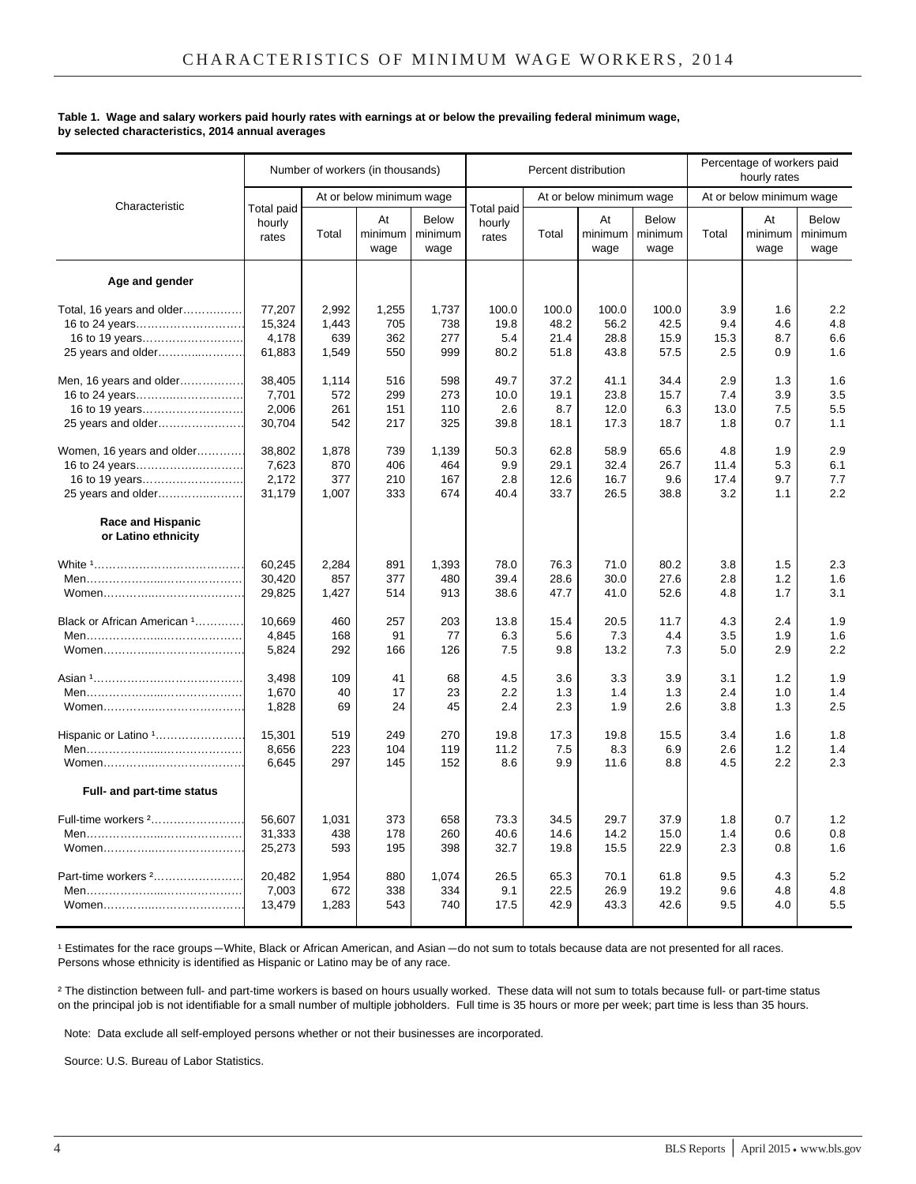**Table 1. Wage and salary workers paid hourly rates with earnings at or below the prevailing federal minimum wage, by selected characteristics, 2014 annual averages**

| Characteristic | Number of workers (in thousands) | | | | Percent distribution | | | | Percentage of workers paid hourly rates | | |
|---|---|---|---|---|---|---|---|---|---|---|---|
| | Total paid hourly rates | At or below minimum wage | | | Total paid hourly rates | At or below minimum wage | | | At or below minimum wage | | |
| | | Total | At minimum wage | Below minimum wage | | Total | At minimum wage | Below minimum wage | Total | At minimum wage | Below minimum wage |
| **Age and gender** | | | | | | | | | | | |
| Total, 16 years and older | 77,207 | 2,992 | 1,255 | 1,737 | 100.0 | 100.0 | 100.0 | 100.0 | 3.9 | 1.6 | 2.2 |
| 16 to 24 years | 15,324 | 1,443 | 705 | 738 | 19.8 | 48.2 | 56.2 | 42.5 | 9.4 | 4.6 | 4.8 |
| 16 to 19 years | 4,178 | 639 | 362 | 277 | 5.4 | 21.4 | 28.8 | 15.9 | 15.3 | 8.7 | 6.6 |
| 25 years and older | 61,883 | 1,549 | 550 | 999 | 80.2 | 51.8 | 43.8 | 57.5 | 2.5 | 0.9 | 1.6 |
| Men, 16 years and older | 38,405 | 1,114 | 516 | 598 | 49.7 | 37.2 | 41.1 | 34.4 | 2.9 | 1.3 | 1.6 |
| 16 to 24 years | 7,701 | 572 | 299 | 273 | 10.0 | 19.1 | 23.8 | 15.7 | 7.4 | 3.9 | 3.5 |
| 16 to 19 years | 2,006 | 261 | 151 | 110 | 2.6 | 8.7 | 12.0 | 6.3 | 13.0 | 7.5 | 5.5 |
| 25 years and older | 30,704 | 542 | 217 | 325 | 39.8 | 18.1 | 17.3 | 18.7 | 1.8 | 0.7 | 1.1 |
| Women, 16 years and older | 38,802 | 1,878 | 739 | 1,139 | 50.3 | 62.8 | 58.9 | 65.6 | 4.8 | 1.9 | 2.9 |
| 16 to 24 years | 7,623 | 870 | 406 | 464 | 9.9 | 29.1 | 32.4 | 26.7 | 11.4 | 5.3 | 6.1 |
| 16 to 19 years | 2,172 | 377 | 210 | 167 | 2.8 | 12.6 | 16.7 | 9.6 | 17.4 | 9.7 | 7.7 |
| 25 years and older | 31,179 | 1,007 | 333 | 674 | 40.4 | 33.7 | 26.5 | 38.8 | 3.2 | 1.1 | 2.2 |
| **Race and Hispanic or Latino ethnicity** | | | | | | | | | | | |
| White [1] | 60,245 | 2,284 | 891 | 1,393 | 78.0 | 76.3 | 71.0 | 80.2 | 3.8 | 1.5 | 2.3 |
| Men | 30,420 | 857 | 377 | 480 | 39.4 | 28.6 | 30.0 | 27.6 | 2.8 | 1.2 | 1.6 |
| Women | 29,825 | 1,427 | 514 | 913 | 38.6 | 47.7 | 41.0 | 52.6 | 4.8 | 1.7 | 3.1 |
| Black or African American [1] | 10,669 | 460 | 257 | 203 | 13.8 | 15.4 | 20.5 | 11.7 | 4.3 | 2.4 | 1.9 |
| Men | 4,845 | 168 | 91 | 77 | 6.3 | 5.6 | 7.3 | 4.4 | 3.5 | 1.9 | 1.6 |
| Women | 5,824 | 292 | 166 | 126 | 7.5 | 9.8 | 13.2 | 7.3 | 5.0 | 2.9 | 2.2 |
| Asian [1] | 3,498 | 109 | 41 | 68 | 4.5 | 3.6 | 3.3 | 3.9 | 3.1 | 1.2 | 1.9 |
| Men | 1,670 | 40 | 17 | 23 | 2.2 | 1.3 | 1.4 | 1.3 | 2.4 | 1.0 | 1.4 |
| Women | 1,828 | 69 | 24 | 45 | 2.4 | 2.3 | 1.9 | 2.6 | 3.8 | 1.3 | 2.5 |
| Hispanic or Latino [1] | 15,301 | 519 | 249 | 270 | 19.8 | 17.3 | 19.8 | 15.5 | 3.4 | 1.6 | 1.8 |
| Men | 8,656 | 223 | 104 | 119 | 11.2 | 7.5 | 8.3 | 6.9 | 2.6 | 1.2 | 1.4 |
| Women | 6,645 | 297 | 145 | 152 | 8.6 | 9.9 | 11.6 | 8.8 | 4.5 | 2.2 | 2.3 |
| **Full- and part-time status** | | | | | | | | | | | |
| Full-time workers [2] | 56,607 | 1,031 | 373 | 658 | 73.3 | 34.5 | 29.7 | 37.9 | 1.8 | 0.7 | 1.2 |
| Men | 31,333 | 438 | 178 | 260 | 40.6 | 14.6 | 14.2 | 15.0 | 1.4 | 0.6 | 0.8 |
| Women | 25,273 | 593 | 195 | 398 | 32.7 | 19.8 | 15.5 | 22.9 | 2.3 | 0.8 | 1.6 |
| Part-time workers [2] | 20,482 | 1,954 | 880 | 1,074 | 26.5 | 65.3 | 70.1 | 61.8 | 9.5 | 4.3 | 5.2 |
| Men | 7,003 | 672 | 338 | 334 | 9.1 | 22.5 | 26.9 | 19.2 | 9.6 | 4.8 | 4.8 |
| Women | 13,479 | 1,283 | 543 | 740 | 17.5 | 42.9 | 43.3 | 42.6 | 9.5 | 4.0 | 5.5 |

[1] Estimates for the race groups—White, Black or African American, and Asian—do not sum to totals because data are not presented for all races. Persons whose ethnicity is identified as Hispanic or Latino may be of any race.

[2] The distinction between full- and part-time workers is based on hours usually worked. These data will not sum to totals because full- or part-time status on the principal job is not identifiable for a small number of multiple jobholders. Full time is 35 hours or more per week; part time is less than 35 hours.

Note: Data exclude all self-employed persons whether or not their businesses are incorporated.

Source: U.S. Bureau of Labor Statistics.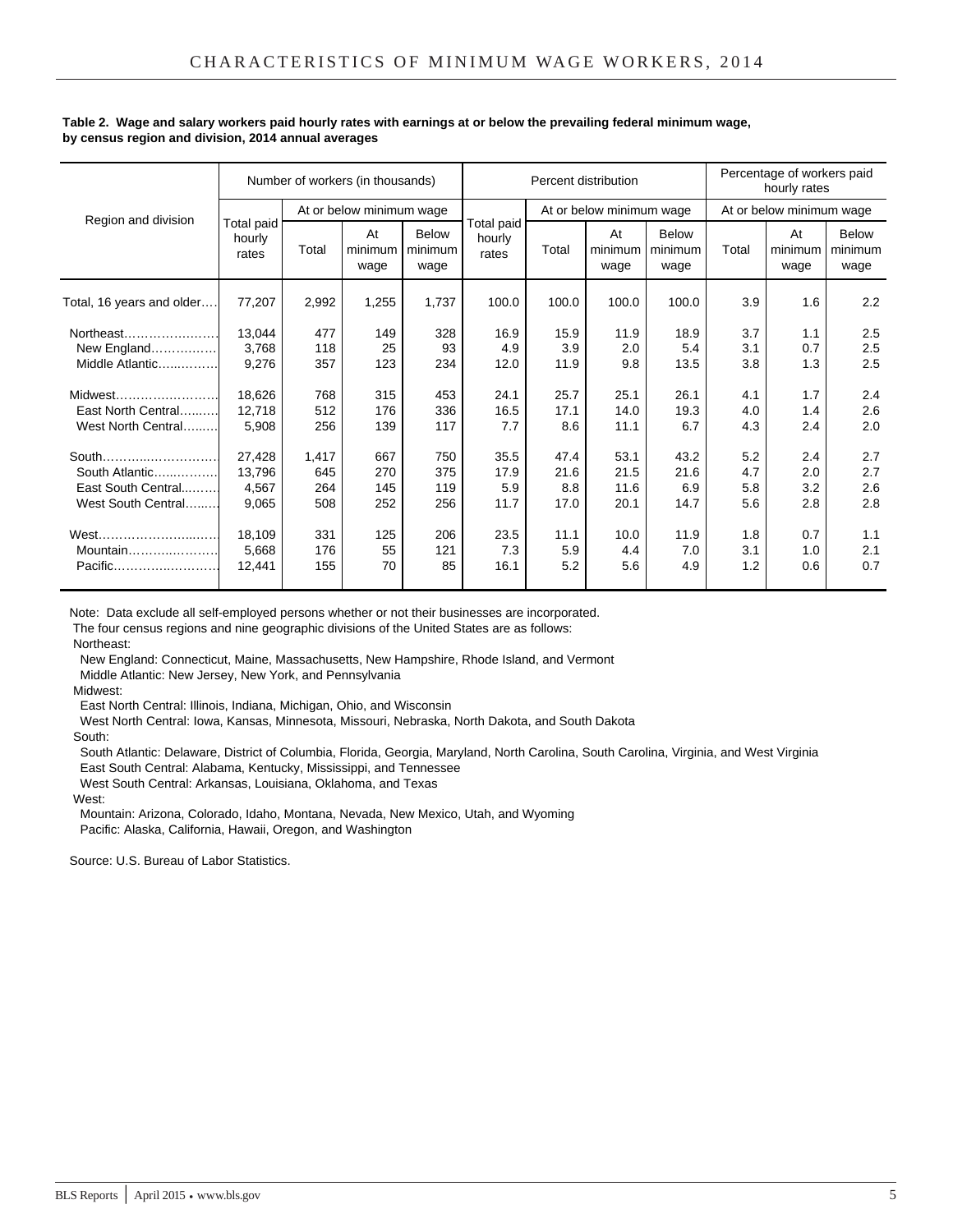**Table 2. Wage and salary workers paid hourly rates with earnings at or below the prevailing federal minimum wage, by census region and division, 2014 annual averages**

| Region and division | Number of workers (in thousands) | | | | Percent distribution | | | | Percentage of workers paid hourly rates | | |
|---|---|---|---|---|---|---|---|---|---|---|---|
| | Total paid hourly rates | At or below minimum wage | | | Total paid hourly rates | At or below minimum wage | | | At or below minimum wage | | |
| | | Total | At minimum wage | Below minimum wage | | Total | At minimum wage | Below minimum wage | Total | At minimum wage | Below minimum wage |
| Total, 16 years and older | 77,207 | 2,992 | 1,255 | 1,737 | 100.0 | 100.0 | 100.0 | 100.0 | 3.9 | 1.6 | 2.2 |
| Northeast | 13,044 | 477 | 149 | 328 | 16.9 | 15.9 | 11.9 | 18.9 | 3.7 | 1.1 | 2.5 |
| New England | 3,768 | 118 | 25 | 93 | 4.9 | 3.9 | 2.0 | 5.4 | 3.1 | 0.7 | 2.5 |
| Middle Atlantic | 9,276 | 357 | 123 | 234 | 12.0 | 11.9 | 9.8 | 13.5 | 3.8 | 1.3 | 2.5 |
| Midwest | 18,626 | 768 | 315 | 453 | 24.1 | 25.7 | 25.1 | 26.1 | 4.1 | 1.7 | 2.4 |
| East North Central | 12,718 | 512 | 176 | 336 | 16.5 | 17.1 | 14.0 | 19.3 | 4.0 | 1.4 | 2.6 |
| West North Central | 5,908 | 256 | 139 | 117 | 7.7 | 8.6 | 11.1 | 6.7 | 4.3 | 2.4 | 2.0 |
| South | 27,428 | 1,417 | 667 | 750 | 35.5 | 47.4 | 53.1 | 43.2 | 5.2 | 2.4 | 2.7 |
| South Atlantic | 13,796 | 645 | 270 | 375 | 17.9 | 21.6 | 21.5 | 21.6 | 4.7 | 2.0 | 2.7 |
| East South Central | 4,567 | 264 | 145 | 119 | 5.9 | 8.8 | 11.6 | 6.9 | 5.8 | 3.2 | 2.6 |
| West South Central | 9,065 | 508 | 252 | 256 | 11.7 | 17.0 | 20.1 | 14.7 | 5.6 | 2.8 | 2.8 |
| West | 18,109 | 331 | 125 | 206 | 23.5 | 11.1 | 10.0 | 11.9 | 1.8 | 0.7 | 1.1 |
| Mountain | 5,668 | 176 | 55 | 121 | 7.3 | 5.9 | 4.4 | 7.0 | 3.1 | 1.0 | 2.1 |
| Pacific | 12,441 | 155 | 70 | 85 | 16.1 | 5.2 | 5.6 | 4.9 | 1.2 | 0.6 | 0.7 |

Note: Data exclude all self-employed persons whether or not their businesses are incorporated.

The four census regions and nine geographic divisions of the United States are as follows:

Northeast:

New England: Connecticut, Maine, Massachusetts, New Hampshire, Rhode Island, and Vermont

Middle Atlantic: New Jersey, New York, and Pennsylvania

Midwest:

East North Central: Illinois, Indiana, Michigan, Ohio, and Wisconsin

West North Central: Iowa, Kansas, Minnesota, Missouri, Nebraska, North Dakota, and South Dakota

South:

South Atlantic: Delaware, District of Columbia, Florida, Georgia, Maryland, North Carolina, South Carolina, Virginia, and West Virginia

East South Central: Alabama, Kentucky, Mississippi, and Tennessee

West South Central: Arkansas, Louisiana, Oklahoma, and Texas

West:

Mountain: Arizona, Colorado, Idaho, Montana, Nevada, New Mexico, Utah, and Wyoming

Pacific: Alaska, California, Hawaii, Oregon, and Washington

Source: U.S. Bureau of Labor Statistics.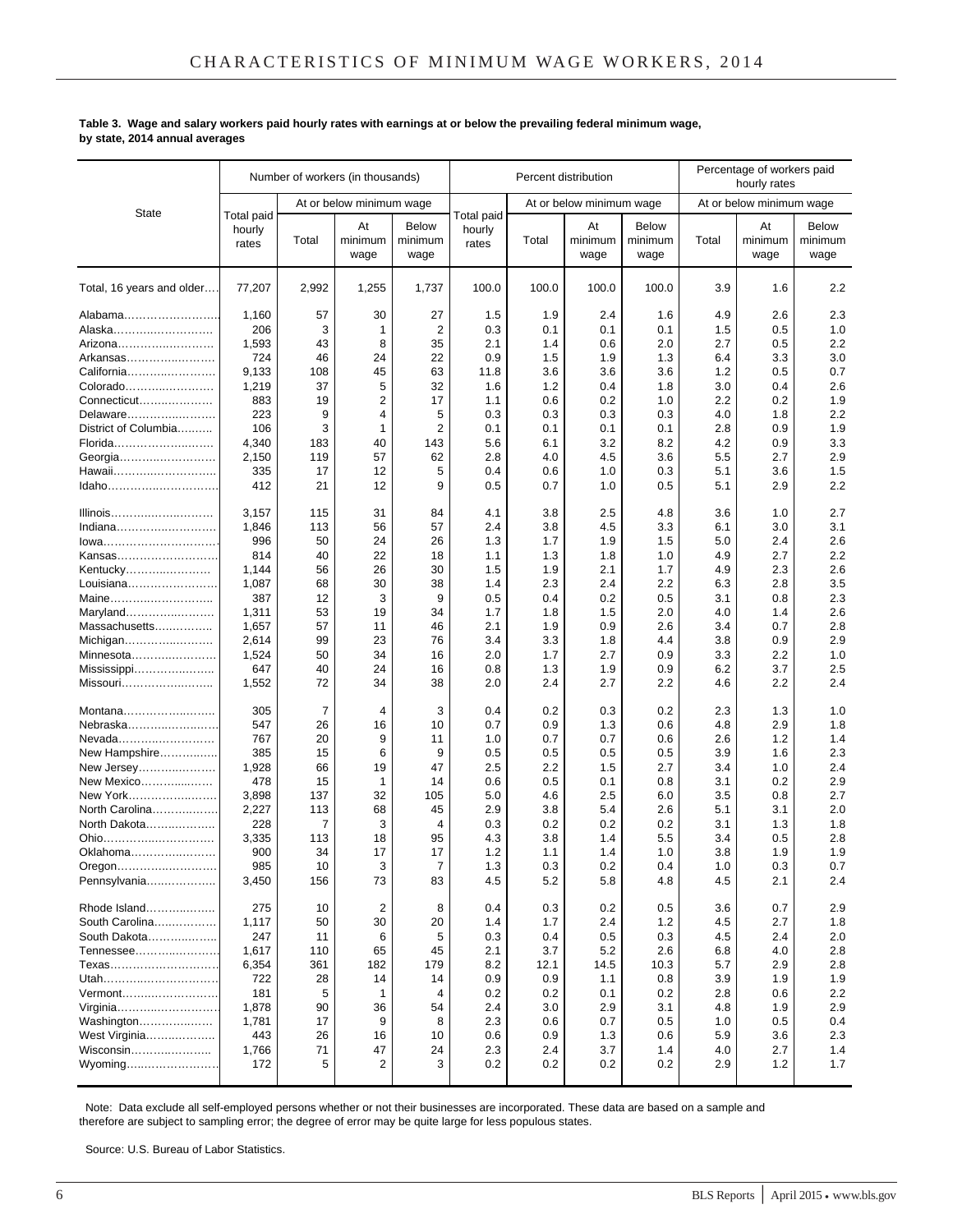**Table 3. Wage and salary workers paid hourly rates with earnings at or below the prevailing federal minimum wage, by state, 2014 annual averages**

| State | Number of workers (in thousands) | | | | Percent distribution | | | | Percentage of workers paid hourly rates | | |
|---|---|---|---|---|---|---|---|---|---|---|---|
| | Total paid hourly rates | At or below minimum wage | | | Total paid hourly rates | At or below minimum wage | | | At or below minimum wage | | |
| | | Total | At minimum wage | Below minimum wage | | Total | At minimum wage | Below minimum wage | Total | At minimum wage | Below minimum wage |
| Total, 16 years and older | 77,207 | 2,992 | 1,255 | 1,737 | 100.0 | 100.0 | 100.0 | 100.0 | 3.9 | 1.6 | 2.2 |
| Alabama | 1,160 | 57 | 30 | 27 | 1.5 | 1.9 | 2.4 | 1.6 | 4.9 | 2.6 | 2.3 |
| Alaska | 206 | 3 | 1 | 2 | 0.3 | 0.1 | 0.1 | 0.1 | 1.5 | 0.5 | 1.0 |
| Arizona | 1,593 | 43 | 8 | 35 | 2.1 | 1.4 | 0.6 | 2.0 | 2.7 | 0.5 | 2.2 |
| Arkansas | 724 | 46 | 24 | 22 | 0.9 | 1.5 | 1.9 | 1.3 | 6.4 | 3.3 | 3.0 |
| California | 9,133 | 108 | 45 | 63 | 11.8 | 3.6 | 3.6 | 3.6 | 1.2 | 0.5 | 0.7 |
| Colorado | 1,219 | 37 | 5 | 32 | 1.6 | 1.2 | 0.4 | 1.8 | 3.0 | 0.4 | 2.6 |
| Connecticut | 883 | 19 | 2 | 17 | 1.1 | 0.6 | 0.2 | 1.0 | 2.2 | 0.2 | 1.9 |
| Delaware | 223 | 9 | 4 | 5 | 0.3 | 0.3 | 0.3 | 0.3 | 4.0 | 1.8 | 2.2 |
| District of Columbia | 106 | 3 | 1 | 2 | 0.1 | 0.1 | 0.1 | 0.1 | 2.8 | 0.9 | 1.9 |
| Florida | 4,340 | 183 | 40 | 143 | 5.6 | 6.1 | 3.2 | 8.2 | 4.2 | 0.9 | 3.3 |
| Georgia | 2,150 | 119 | 57 | 62 | 2.8 | 4.0 | 4.5 | 3.6 | 5.5 | 2.7 | 2.9 |
| Hawaii | 335 | 17 | 12 | 5 | 0.4 | 0.6 | 1.0 | 0.3 | 5.1 | 3.6 | 1.5 |
| Idaho | 412 | 21 | 12 | 9 | 0.5 | 0.7 | 1.0 | 0.5 | 5.1 | 2.9 | 2.2 |
| Illinois | 3,157 | 115 | 31 | 84 | 4.1 | 3.8 | 2.5 | 4.8 | 3.6 | 1.0 | 2.7 |
| Indiana | 1,846 | 113 | 56 | 57 | 2.4 | 3.8 | 4.5 | 3.3 | 6.1 | 3.0 | 3.1 |
| Iowa | 996 | 50 | 24 | 26 | 1.3 | 1.7 | 1.9 | 1.5 | 5.0 | 2.4 | 2.6 |
| Kansas | 814 | 40 | 22 | 18 | 1.1 | 1.3 | 1.8 | 1.0 | 4.9 | 2.7 | 2.2 |
| Kentucky | 1,144 | 56 | 26 | 30 | 1.5 | 1.9 | 2.1 | 1.7 | 4.9 | 2.3 | 2.6 |
| Louisiana | 1,087 | 68 | 30 | 38 | 1.4 | 2.3 | 2.4 | 2.2 | 6.3 | 2.8 | 3.5 |
| Maine | 387 | 12 | 3 | 9 | 0.5 | 0.4 | 0.2 | 0.5 | 3.1 | 0.8 | 2.3 |
| Maryland | 1,311 | 53 | 19 | 34 | 1.7 | 1.8 | 1.5 | 2.0 | 4.0 | 1.4 | 2.6 |
| Massachusetts | 1,657 | 57 | 11 | 46 | 2.1 | 1.9 | 0.9 | 2.6 | 3.4 | 0.7 | 2.8 |
| Michigan | 2,614 | 99 | 23 | 76 | 3.4 | 3.3 | 1.8 | 4.4 | 3.8 | 0.9 | 2.9 |
| Minnesota | 1,524 | 50 | 34 | 16 | 2.0 | 1.7 | 2.7 | 0.9 | 3.3 | 2.2 | 1.0 |
| Mississippi | 647 | 40 | 24 | 16 | 0.8 | 1.3 | 1.9 | 0.9 | 6.2 | 3.7 | 2.5 |
| Missouri | 1,552 | 72 | 34 | 38 | 2.0 | 2.4 | 2.7 | 2.2 | 4.6 | 2.2 | 2.4 |
| Montana | 305 | 7 | 4 | 3 | 0.4 | 0.2 | 0.3 | 0.2 | 2.3 | 1.3 | 1.0 |
| Nebraska | 547 | 26 | 16 | 10 | 0.7 | 0.9 | 1.3 | 0.6 | 4.8 | 2.9 | 1.8 |
| Nevada | 767 | 20 | 9 | 11 | 1.0 | 0.7 | 0.7 | 0.6 | 2.6 | 1.2 | 1.4 |
| New Hampshire | 385 | 15 | 6 | 9 | 0.5 | 0.5 | 0.5 | 0.5 | 3.9 | 1.6 | 2.3 |
| New Jersey | 1,928 | 66 | 19 | 47 | 2.5 | 2.2 | 1.5 | 2.7 | 3.4 | 1.0 | 2.4 |
| New Mexico | 478 | 15 | 1 | 14 | 0.6 | 0.5 | 0.1 | 0.8 | 3.1 | 0.2 | 2.9 |
| New York | 3,898 | 137 | 32 | 105 | 5.0 | 4.6 | 2.5 | 6.0 | 3.5 | 0.8 | 2.7 |
| North Carolina | 2,227 | 113 | 68 | 45 | 2.9 | 3.8 | 5.4 | 2.6 | 5.1 | 3.1 | 2.0 |
| North Dakota | 228 | 7 | 3 | 4 | 0.3 | 0.2 | 0.2 | 0.2 | 3.1 | 1.3 | 1.8 |
| Ohio | 3,335 | 113 | 18 | 95 | 4.3 | 3.8 | 1.4 | 5.5 | 3.4 | 0.5 | 2.8 |
| Oklahoma | 900 | 34 | 17 | 17 | 1.2 | 1.1 | 1.4 | 1.0 | 3.8 | 1.9 | 1.9 |
| Oregon | 985 | 10 | 3 | 7 | 1.3 | 0.3 | 0.2 | 0.4 | 1.0 | 0.3 | 0.7 |
| Pennsylvania | 3,450 | 156 | 73 | 83 | 4.5 | 5.2 | 5.8 | 4.8 | 4.5 | 2.1 | 2.4 |
| Rhode Island | 275 | 10 | 2 | 8 | 0.4 | 0.3 | 0.2 | 0.5 | 3.6 | 0.7 | 2.9 |
| South Carolina | 1,117 | 50 | 30 | 20 | 1.4 | 1.7 | 2.4 | 1.2 | 4.5 | 2.7 | 1.8 |
| South Dakota | 247 | 11 | 6 | 5 | 0.3 | 0.4 | 0.5 | 0.3 | 4.5 | 2.4 | 2.0 |
| Tennessee | 1,617 | 110 | 65 | 45 | 2.1 | 3.7 | 5.2 | 2.6 | 6.8 | 4.0 | 2.8 |
| Texas | 6,354 | 361 | 182 | 179 | 8.2 | 12.1 | 14.5 | 10.3 | 5.7 | 2.9 | 2.8 |
| Utah | 722 | 28 | 14 | 14 | 0.9 | 0.9 | 1.1 | 0.8 | 3.9 | 1.9 | 1.9 |
| Vermont | 181 | 5 | 1 | 4 | 0.2 | 0.2 | 0.1 | 0.2 | 2.8 | 0.6 | 2.2 |
| Virginia | 1,878 | 90 | 36 | 54 | 2.4 | 3.0 | 2.9 | 3.1 | 4.8 | 1.9 | 2.9 |
| Washington | 1,781 | 17 | 9 | 8 | 2.3 | 0.6 | 0.7 | 0.5 | 1.0 | 0.5 | 0.4 |
| West Virginia | 443 | 26 | 16 | 10 | 0.6 | 0.9 | 1.3 | 0.6 | 5.9 | 3.6 | 2.3 |
| Wisconsin | 1,766 | 71 | 47 | 24 | 2.3 | 2.4 | 3.7 | 1.4 | 4.0 | 2.7 | 1.4 |
| Wyoming | 172 | 5 | 2 | 3 | 0.2 | 0.2 | 0.2 | 0.2 | 2.9 | 1.2 | 1.7 |

Note: Data exclude all self-employed persons whether or not their businesses are incorporated. These data are based on a sample and therefore are subject to sampling error; the degree of error may be quite large for less populous states.

Source: U.S. Bureau of Labor Statistics.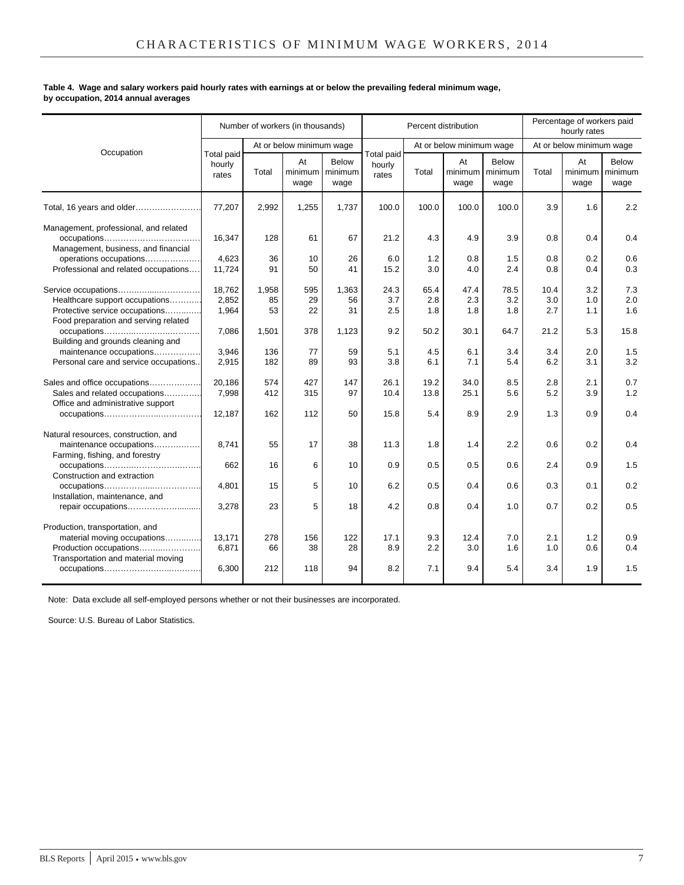**Table 4. Wage and salary workers paid hourly rates with earnings at or below the prevailing federal minimum wage, by occupation, 2014 annual averages**

| Occupation | Number of workers (in thousands) | | | | Percent distribution | | | | Percentage of workers paid hourly rates | | |
|---|---|---|---|---|---|---|---|---|---|---|---|
| | Total paid hourly rates | At or below minimum wage | | | Total paid hourly rates | At or below minimum wage | | | At or below minimum wage | | |
| | | Total | At minimum wage | Below minimum wage | | Total | At minimum wage | Below minimum wage | Total | At minimum wage | Below minimum wage |
| Total, 16 years and older | 77,207 | 2,992 | 1,255 | 1,737 | 100.0 | 100.0 | 100.0 | 100.0 | 3.9 | 1.6 | 2.2 |
| Management, professional, and related occupations | 16,347 | 128 | 61 | 67 | 21.2 | 4.3 | 4.9 | 3.9 | 0.8 | 0.4 | 0.4 |
| Management, business, and financial operations occupations | 4,623 | 36 | 10 | 26 | 6.0 | 1.2 | 0.8 | 1.5 | 0.8 | 0.2 | 0.6 |
| Professional and related occupations | 11,724 | 91 | 50 | 41 | 15.2 | 3.0 | 4.0 | 2.4 | 0.8 | 0.4 | 0.3 |
| Service occupations | 18,762 | 1,958 | 595 | 1,363 | 24.3 | 65.4 | 47.4 | 78.5 | 10.4 | 3.2 | 7.3 |
| Healthcare support occupations | 2,852 | 85 | 29 | 56 | 3.7 | 2.8 | 2.3 | 3.2 | 3.0 | 1.0 | 2.0 |
| Protective service occupations | 1,964 | 53 | 22 | 31 | 2.5 | 1.8 | 1.8 | 1.8 | 2.7 | 1.1 | 1.6 |
| Food preparation and serving related occupations | 7,086 | 1,501 | 378 | 1,123 | 9.2 | 50.2 | 30.1 | 64.7 | 21.2 | 5.3 | 15.8 |
| Building and grounds cleaning and maintenance occupations | 3,946 | 136 | 77 | 59 | 5.1 | 4.5 | 6.1 | 3.4 | 3.4 | 2.0 | 1.5 |
| Personal care and service occupations | 2,915 | 182 | 89 | 93 | 3.8 | 6.1 | 7.1 | 5.4 | 6.2 | 3.1 | 3.2 |
| Sales and office occupations | 20,186 | 574 | 427 | 147 | 26.1 | 19.2 | 34.0 | 8.5 | 2.8 | 2.1 | 0.7 |
| Sales and related occupations | 7,998 | 412 | 315 | 97 | 10.4 | 13.8 | 25.1 | 5.6 | 5.2 | 3.9 | 1.2 |
| Office and administrative support occupations | 12,187 | 162 | 112 | 50 | 15.8 | 5.4 | 8.9 | 2.9 | 1.3 | 0.9 | 0.4 |
| Natural resources, construction, and maintenance occupations | 8,741 | 55 | 17 | 38 | 11.3 | 1.8 | 1.4 | 2.2 | 0.6 | 0.2 | 0.4 |
| Farming, fishing, and forestry occupations | 662 | 16 | 6 | 10 | 0.9 | 0.5 | 0.5 | 0.6 | 2.4 | 0.9 | 1.5 |
| Construction and extraction occupations | 4,801 | 15 | 5 | 10 | 6.2 | 0.5 | 0.4 | 0.6 | 0.3 | 0.1 | 0.2 |
| Installation, maintenance, and repair occupations | 3,278 | 23 | 5 | 18 | 4.2 | 0.8 | 0.4 | 1.0 | 0.7 | 0.2 | 0.5 |
| Production, transportation, and material moving occupations | 13,171 | 278 | 156 | 122 | 17.1 | 9.3 | 12.4 | 7.0 | 2.1 | 1.2 | 0.9 |
| Production occupations | 6,871 | 66 | 38 | 28 | 8.9 | 2.2 | 3.0 | 1.6 | 1.0 | 0.6 | 0.4 |
| Transportation and material moving occupations | 6,300 | 212 | 118 | 94 | 8.2 | 7.1 | 9.4 | 5.4 | 3.4 | 1.9 | 1.5 |

Note: Data exclude all self-employed persons whether or not their businesses are incorporated.

Source: U.S. Bureau of Labor Statistics.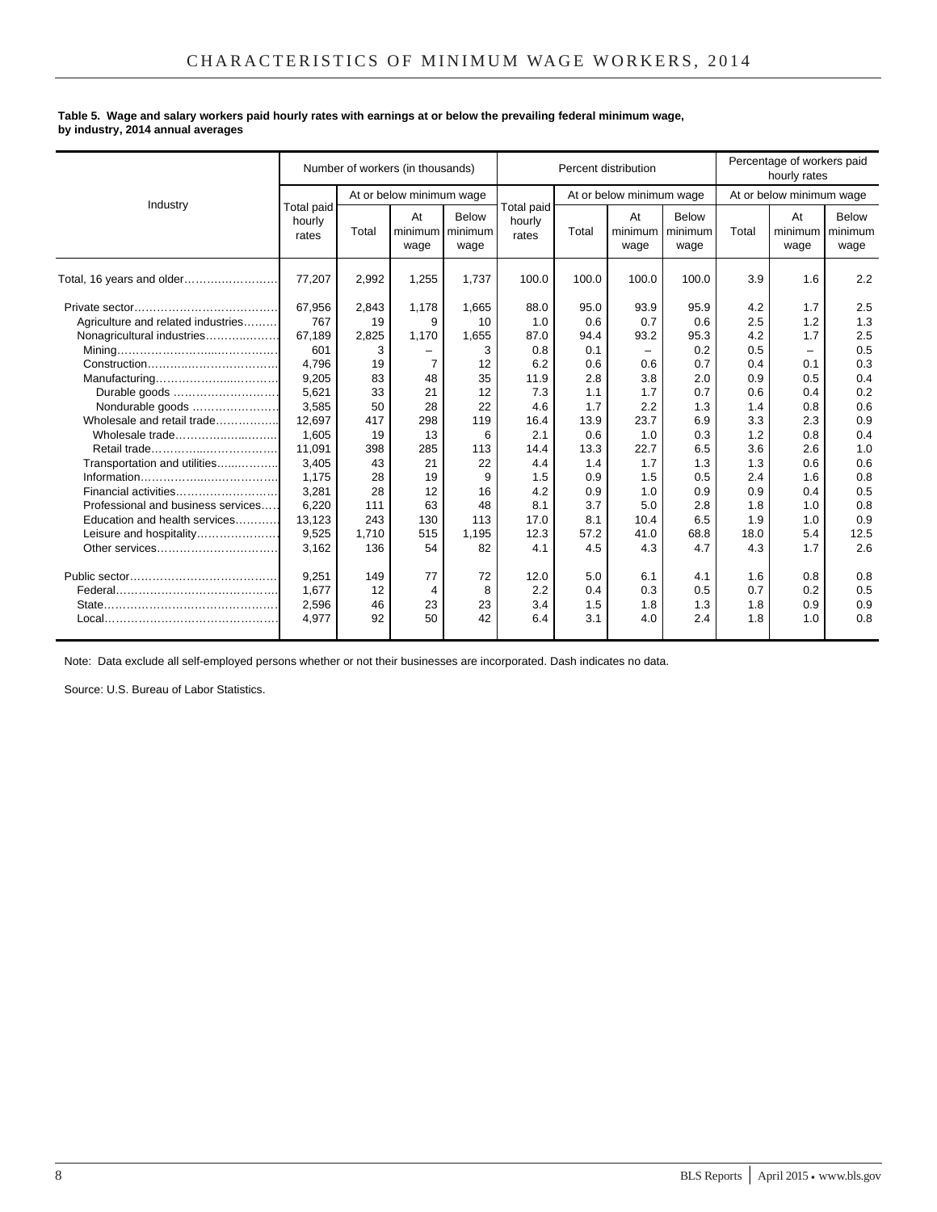**Table 5. Wage and salary workers paid hourly rates with earnings at or below the prevailing federal minimum wage, by industry, 2014 annual averages**

| Industry | Number of workers (in thousands) | | | | Percent distribution | | | | Percentage of workers paid hourly rates | | |
|---|---|---|---|---|---|---|---|---|---|---|---|
| | Total paid hourly rates | At or below minimum wage | | | Total paid hourly rates | At or below minimum wage | | | At or below minimum wage | | |
| | | Total | At minimum wage | Below minimum wage | | Total | At minimum wage | Below minimum wage | Total | At minimum wage | Below minimum wage |
| Total, 16 years and older | 77,207 | 2,992 | 1,255 | 1,737 | 100.0 | 100.0 | 100.0 | 100.0 | 3.9 | 1.6 | 2.2 |
| Private sector | 67,956 | 2,843 | 1,178 | 1,665 | 88.0 | 95.0 | 93.9 | 95.9 | 4.2 | 1.7 | 2.5 |
| Agriculture and related industries | 767 | 19 | 9 | 10 | 1.0 | 0.6 | 0.7 | 0.6 | 2.5 | 1.2 | 1.3 |
| Nonagricultural industries | 67,189 | 2,825 | 1,170 | 1,655 | 87.0 | 94.4 | 93.2 | 95.3 | 4.2 | 1.7 | 2.5 |
| Mining | 601 | 3 | – | 3 | 0.8 | 0.1 | – | 0.2 | 0.5 | – | 0.5 |
| Construction | 4,796 | 19 | 7 | 12 | 6.2 | 0.6 | 0.6 | 0.7 | 0.4 | 0.1 | 0.3 |
| Manufacturing | 9,205 | 83 | 48 | 35 | 11.9 | 2.8 | 3.8 | 2.0 | 0.9 | 0.5 | 0.4 |
| Durable goods | 5,621 | 33 | 21 | 12 | 7.3 | 1.1 | 1.7 | 0.7 | 0.6 | 0.4 | 0.2 |
| Nondurable goods | 3,585 | 50 | 28 | 22 | 4.6 | 1.7 | 2.2 | 1.3 | 1.4 | 0.8 | 0.6 |
| Wholesale and retail trade | 12,697 | 417 | 298 | 119 | 16.4 | 13.9 | 23.7 | 6.9 | 3.3 | 2.3 | 0.9 |
| Wholesale trade | 1,605 | 19 | 13 | 6 | 2.1 | 0.6 | 1.0 | 0.3 | 1.2 | 0.8 | 0.4 |
| Retail trade | 11,091 | 398 | 285 | 113 | 14.4 | 13.3 | 22.7 | 6.5 | 3.6 | 2.6 | 1.0 |
| Transportation and utilities | 3,405 | 43 | 21 | 22 | 4.4 | 1.4 | 1.7 | 1.3 | 1.3 | 0.6 | 0.6 |
| Information | 1,175 | 28 | 19 | 9 | 1.5 | 0.9 | 1.5 | 0.5 | 2.4 | 1.6 | 0.8 |
| Financial activities | 3,281 | 28 | 12 | 16 | 4.2 | 0.9 | 1.0 | 0.9 | 0.9 | 0.4 | 0.5 |
| Professional and business services | 6,220 | 111 | 63 | 48 | 8.1 | 3.7 | 5.0 | 2.8 | 1.8 | 1.0 | 0.8 |
| Education and health services | 13,123 | 243 | 130 | 113 | 17.0 | 8.1 | 10.4 | 6.5 | 1.9 | 1.0 | 0.9 |
| Leisure and hospitality | 9,525 | 1,710 | 515 | 1,195 | 12.3 | 57.2 | 41.0 | 68.8 | 18.0 | 5.4 | 12.5 |
| Other services | 3,162 | 136 | 54 | 82 | 4.1 | 4.5 | 4.3 | 4.7 | 4.3 | 1.7 | 2.6 |
| Public sector | 9,251 | 149 | 77 | 72 | 12.0 | 5.0 | 6.1 | 4.1 | 1.6 | 0.8 | 0.8 |
| Federal | 1,677 | 12 | 4 | 8 | 2.2 | 0.4 | 0.3 | 0.5 | 0.7 | 0.2 | 0.5 |
| State | 2,596 | 46 | 23 | 23 | 3.4 | 1.5 | 1.8 | 1.3 | 1.8 | 0.9 | 0.9 |
| Local | 4,977 | 92 | 50 | 42 | 6.4 | 3.1 | 4.0 | 2.4 | 1.8 | 1.0 | 0.8 |

Note: Data exclude all self-employed persons whether or not their businesses are incorporated. Dash indicates no data.

Source: U.S. Bureau of Labor Statistics.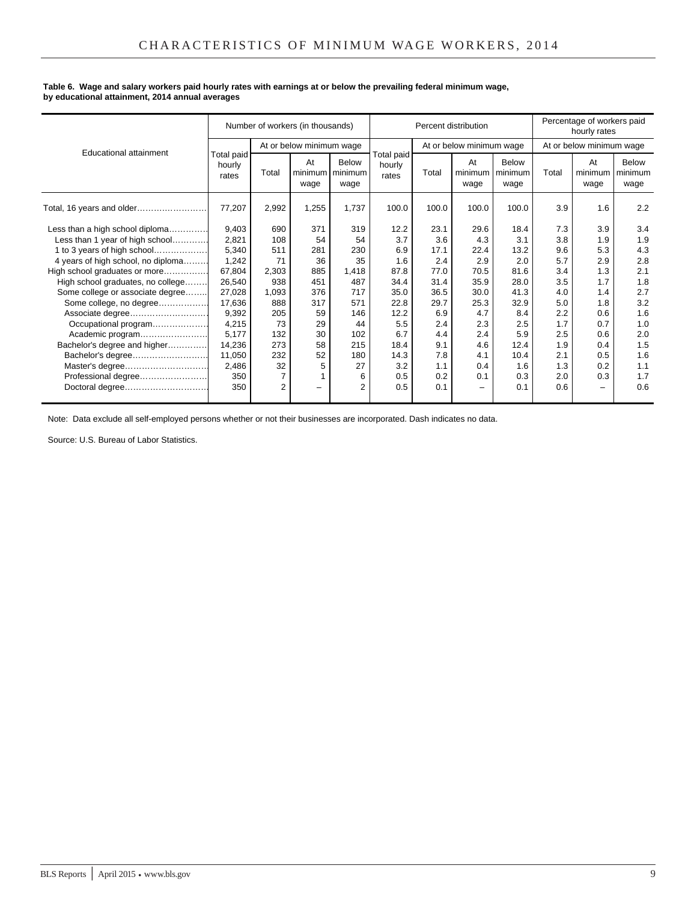**Table 6. Wage and salary workers paid hourly rates with earnings at or below the prevailing federal minimum wage, by educational attainment, 2014 annual averages**

| Educational attainment | Number of workers (in thousands) | | | | Percent distribution | | | | Percentage of workers paid hourly rates | | |
|---|---|---|---|---|---|---|---|---|---|---|---|
| | Total paid hourly rates | At or below minimum wage | | | Total paid hourly rates | At or below minimum wage | | | At or below minimum wage | | |
| | | Total | At minimum wage | Below minimum wage | | Total | At minimum wage | Below minimum wage | Total | At minimum wage | Below minimum wage |
| Total, 16 years and older | 77,207 | 2,992 | 1,255 | 1,737 | 100.0 | 100.0 | 100.0 | 100.0 | 3.9 | 1.6 | 2.2 |
| Less than a high school diploma | 9,403 | 690 | 371 | 319 | 12.2 | 23.1 | 29.6 | 18.4 | 7.3 | 3.9 | 3.4 |
| Less than 1 year of high school | 2,821 | 108 | 54 | 54 | 3.7 | 3.6 | 4.3 | 3.1 | 3.8 | 1.9 | 1.9 |
| 1 to 3 years of high school | 5,340 | 511 | 281 | 230 | 6.9 | 17.1 | 22.4 | 13.2 | 9.6 | 5.3 | 4.3 |
| 4 years of high school, no diploma | 1,242 | 71 | 36 | 35 | 1.6 | 2.4 | 2.9 | 2.0 | 5.7 | 2.9 | 2.8 |
| High school graduates or more | 67,804 | 2,303 | 885 | 1,418 | 87.8 | 77.0 | 70.5 | 81.6 | 3.4 | 1.3 | 2.1 |
| High school graduates, no college | 26,540 | 938 | 451 | 487 | 34.4 | 31.4 | 35.9 | 28.0 | 3.5 | 1.7 | 1.8 |
| Some college or associate degree | 27,028 | 1,093 | 376 | 717 | 35.0 | 36.5 | 30.0 | 41.3 | 4.0 | 1.4 | 2.7 |
| Some college, no degree | 17,636 | 888 | 317 | 571 | 22.8 | 29.7 | 25.3 | 32.9 | 5.0 | 1.8 | 3.2 |
| Associate degree | 9,392 | 205 | 59 | 146 | 12.2 | 6.9 | 4.7 | 8.4 | 2.2 | 0.6 | 1.6 |
| Occupational program | 4,215 | 73 | 29 | 44 | 5.5 | 2.4 | 2.3 | 2.5 | 1.7 | 0.7 | 1.0 |
| Academic program | 5,177 | 132 | 30 | 102 | 6.7 | 4.4 | 2.4 | 5.9 | 2.5 | 0.6 | 2.0 |
| Bachelor's degree and higher | 14,236 | 273 | 58 | 215 | 18.4 | 9.1 | 4.6 | 12.4 | 1.9 | 0.4 | 1.5 |
| Bachelor's degree | 11,050 | 232 | 52 | 180 | 14.3 | 7.8 | 4.1 | 10.4 | 2.1 | 0.5 | 1.6 |
| Master's degree | 2,486 | 32 | 5 | 27 | 3.2 | 1.1 | 0.4 | 1.6 | 1.3 | 0.2 | 1.1 |
| Professional degree | 350 | 7 | 1 | 6 | 0.5 | 0.2 | 0.1 | 0.3 | 2.0 | 0.3 | 1.7 |
| Doctoral degree | 350 | 2 | – | 2 | 0.5 | 0.1 | – | 0.1 | 0.6 | – | 0.6 |

Note: Data exclude all self-employed persons whether or not their businesses are incorporated. Dash indicates no data.

Source: U.S. Bureau of Labor Statistics.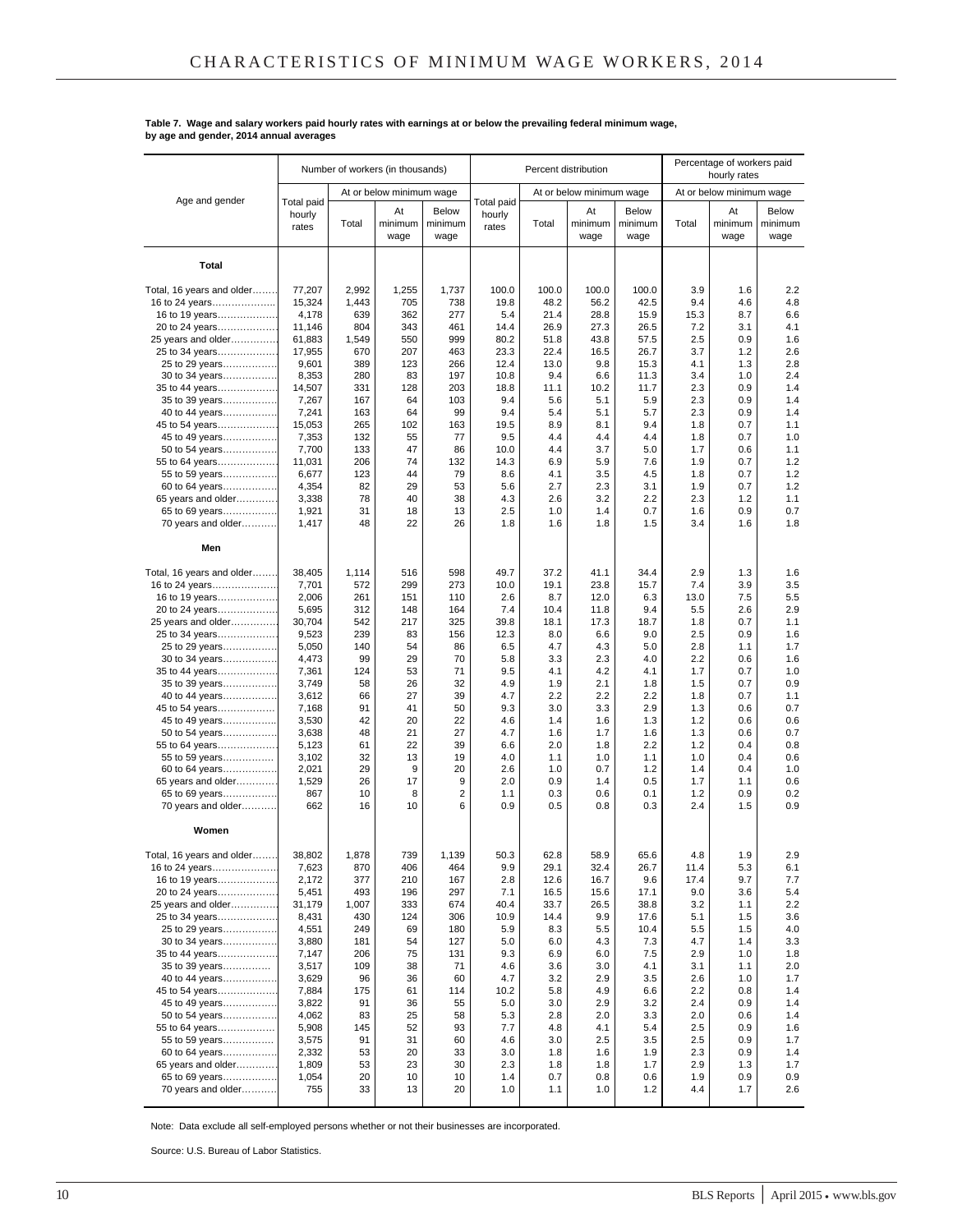**Table 7. Wage and salary workers paid hourly rates with earnings at or below the prevailing federal minimum wage, by age and gender, 2014 annual averages**

| Age and gender | Number of workers (in thousands) | | | | Percent distribution | | | | Percentage of workers paid hourly rates | | |
|---|---|---|---|---|---|---|---|---|---|---|---|
| | Total paid hourly rates | At or below minimum wage | | | Total paid hourly rates | At or below minimum wage | | | At or below minimum wage | | |
| | | Total | At minimum wage | Below minimum wage | | Total | At minimum wage | Below minimum wage | Total | At minimum wage | Below minimum wage |
| **Total** | | | | | | | | | | | |
| Total, 16 years and older | 77,207 | 2,992 | 1,255 | 1,737 | 100.0 | 100.0 | 100.0 | 100.0 | 3.9 | 1.6 | 2.2 |
| 16 to 24 years | 15,324 | 1,443 | 705 | 738 | 19.8 | 48.2 | 56.2 | 42.5 | 9.4 | 4.6 | 4.8 |
| 16 to 19 years | 4,178 | 639 | 362 | 277 | 5.4 | 21.4 | 28.8 | 15.9 | 15.3 | 8.7 | 6.6 |
| 20 to 24 years | 11,146 | 804 | 343 | 461 | 14.4 | 26.9 | 27.3 | 26.5 | 7.2 | 3.1 | 4.1 |
| 25 years and older | 61,883 | 1,549 | 550 | 999 | 80.2 | 51.8 | 43.8 | 57.5 | 2.5 | 0.9 | 1.6 |
| 25 to 34 years | 17,955 | 670 | 207 | 463 | 23.3 | 22.4 | 16.5 | 26.7 | 3.7 | 1.2 | 2.6 |
| 25 to 29 years | 9,601 | 389 | 123 | 266 | 12.4 | 13.0 | 9.8 | 15.3 | 4.1 | 1.3 | 2.8 |
| 30 to 34 years | 8,353 | 280 | 83 | 197 | 10.8 | 9.4 | 6.6 | 11.3 | 3.4 | 1.0 | 2.4 |
| 35 to 44 years | 14,507 | 331 | 128 | 203 | 18.8 | 11.1 | 10.2 | 11.7 | 2.3 | 0.9 | 1.4 |
| 35 to 39 years | 7,267 | 167 | 64 | 103 | 9.4 | 5.6 | 5.1 | 5.9 | 2.3 | 0.9 | 1.4 |
| 40 to 44 years | 7,241 | 163 | 64 | 99 | 9.4 | 5.4 | 5.1 | 5.7 | 2.3 | 0.9 | 1.4 |
| 45 to 54 years | 15,053 | 265 | 102 | 163 | 19.5 | 8.9 | 8.1 | 9.4 | 1.8 | 0.7 | 1.1 |
| 45 to 49 years | 7,353 | 132 | 55 | 77 | 9.5 | 4.4 | 4.4 | 4.4 | 1.8 | 0.7 | 1.0 |
| 50 to 54 years | 7,700 | 133 | 47 | 86 | 10.0 | 4.4 | 3.7 | 5.0 | 1.7 | 0.6 | 1.1 |
| 55 to 64 years | 11,031 | 206 | 74 | 132 | 14.3 | 6.9 | 5.9 | 7.6 | 1.9 | 0.7 | 1.2 |
| 55 to 59 years | 6,677 | 123 | 44 | 79 | 8.6 | 4.1 | 3.5 | 4.5 | 1.8 | 0.7 | 1.2 |
| 60 to 64 years | 4,354 | 82 | 29 | 53 | 5.6 | 2.7 | 2.3 | 3.1 | 1.9 | 0.7 | 1.2 |
| 65 years and older | 3,338 | 78 | 40 | 38 | 4.3 | 2.6 | 3.2 | 2.2 | 2.3 | 1.2 | 1.1 |
| 65 to 69 years | 1,921 | 31 | 18 | 13 | 2.5 | 1.0 | 1.4 | 0.7 | 1.6 | 0.9 | 0.7 |
| 70 years and older | 1,417 | 48 | 22 | 26 | 1.8 | 1.6 | 1.8 | 1.5 | 3.4 | 1.6 | 1.8 |
| **Men** | | | | | | | | | | | |
| Total, 16 years and older | 38,405 | 1,114 | 516 | 598 | 49.7 | 37.2 | 41.1 | 34.4 | 2.9 | 1.3 | 1.6 |
| 16 to 24 years | 7,701 | 572 | 299 | 273 | 10.0 | 19.1 | 23.8 | 15.7 | 7.4 | 3.9 | 3.5 |
| 16 to 19 years | 2,006 | 261 | 151 | 110 | 2.6 | 8.7 | 12.0 | 6.3 | 13.0 | 7.5 | 5.5 |
| 20 to 24 years | 5,695 | 312 | 148 | 164 | 7.4 | 10.4 | 11.8 | 9.4 | 5.5 | 2.6 | 2.9 |
| 25 years and older | 30,704 | 542 | 217 | 325 | 39.8 | 18.1 | 17.3 | 18.7 | 1.8 | 0.7 | 1.1 |
| 25 to 34 years | 9,523 | 239 | 83 | 156 | 12.3 | 8.0 | 6.6 | 9.0 | 2.5 | 0.9 | 1.6 |
| 25 to 29 years | 5,050 | 140 | 54 | 86 | 6.5 | 4.7 | 4.3 | 5.0 | 2.8 | 1.1 | 1.7 |
| 30 to 34 years | 4,473 | 99 | 29 | 70 | 5.8 | 3.3 | 2.3 | 4.0 | 2.2 | 0.6 | 1.6 |
| 35 to 44 years | 7,361 | 124 | 53 | 71 | 9.5 | 4.1 | 4.2 | 4.1 | 1.7 | 0.7 | 1.0 |
| 35 to 39 years | 3,749 | 58 | 26 | 32 | 4.9 | 1.9 | 2.1 | 1.8 | 1.5 | 0.7 | 0.9 |
| 40 to 44 years | 3,612 | 66 | 27 | 39 | 4.7 | 2.2 | 2.2 | 2.2 | 1.8 | 0.7 | 1.1 |
| 45 to 54 years | 7,168 | 91 | 41 | 50 | 9.3 | 3.0 | 3.3 | 2.9 | 1.3 | 0.6 | 0.7 |
| 45 to 49 years | 3,530 | 42 | 20 | 22 | 4.6 | 1.4 | 1.6 | 1.3 | 1.2 | 0.6 | 0.6 |
| 50 to 54 years | 3,638 | 48 | 21 | 27 | 4.7 | 1.6 | 1.7 | 1.6 | 1.3 | 0.6 | 0.7 |
| 55 to 64 years | 5,123 | 61 | 22 | 39 | 6.6 | 2.0 | 1.8 | 2.2 | 1.2 | 0.4 | 0.8 |
| 55 to 59 years | 3,102 | 32 | 13 | 19 | 4.0 | 1.1 | 1.0 | 1.1 | 1.0 | 0.4 | 0.6 |
| 60 to 64 years | 2,021 | 29 | 9 | 20 | 2.6 | 1.0 | 0.7 | 1.2 | 1.4 | 0.4 | 1.0 |
| 65 years and older | 1,529 | 26 | 17 | 9 | 2.0 | 0.9 | 1.4 | 0.5 | 1.7 | 1.1 | 0.6 |
| 65 to 69 years | 867 | 10 | 8 | 2 | 1.1 | 0.3 | 0.6 | 0.1 | 1.2 | 0.9 | 0.2 |
| 70 years and older | 662 | 16 | 10 | 6 | 0.9 | 0.5 | 0.8 | 0.3 | 2.4 | 1.5 | 0.9 |
| **Women** | | | | | | | | | | | |
| Total, 16 years and older | 38,802 | 1,878 | 739 | 1,139 | 50.3 | 62.8 | 58.9 | 65.6 | 4.8 | 1.9 | 2.9 |
| 16 to 24 years | 7,623 | 870 | 406 | 464 | 9.9 | 29.1 | 32.4 | 26.7 | 11.4 | 5.3 | 6.1 |
| 16 to 19 years | 2,172 | 377 | 210 | 167 | 2.8 | 12.6 | 16.7 | 9.6 | 17.4 | 9.7 | 7.7 |
| 20 to 24 years | 5,451 | 493 | 196 | 297 | 7.1 | 16.5 | 15.6 | 17.1 | 9.0 | 3.6 | 5.4 |
| 25 years and older | 31,179 | 1,007 | 333 | 674 | 40.4 | 33.7 | 26.5 | 38.8 | 3.2 | 1.1 | 2.2 |
| 25 to 34 years | 8,431 | 430 | 124 | 306 | 10.9 | 14.4 | 9.9 | 17.6 | 5.1 | 1.5 | 3.6 |
| 25 to 29 years | 4,551 | 249 | 69 | 180 | 5.9 | 8.3 | 5.5 | 10.4 | 5.5 | 1.5 | 4.0 |
| 30 to 34 years | 3,880 | 181 | 54 | 127 | 5.0 | 6.0 | 4.3 | 7.3 | 4.7 | 1.4 | 3.3 |
| 35 to 44 years | 7,147 | 206 | 75 | 131 | 9.3 | 6.9 | 6.0 | 7.5 | 2.9 | 1.0 | 1.8 |
| 35 to 39 years | 3,517 | 109 | 38 | 71 | 4.6 | 3.6 | 3.0 | 4.1 | 3.1 | 1.1 | 2.0 |
| 40 to 44 years | 3,629 | 96 | 36 | 60 | 4.7 | 3.2 | 2.9 | 3.5 | 2.6 | 1.0 | 1.7 |
| 45 to 54 years | 7,884 | 175 | 61 | 114 | 10.2 | 5.8 | 4.9 | 6.6 | 2.2 | 0.8 | 1.4 |
| 45 to 49 years | 3,822 | 91 | 36 | 55 | 5.0 | 3.0 | 2.9 | 3.2 | 2.4 | 0.9 | 1.4 |
| 50 to 54 years | 4,062 | 83 | 25 | 58 | 5.3 | 2.8 | 2.0 | 3.3 | 2.0 | 0.6 | 1.4 |
| 55 to 64 years | 5,908 | 145 | 52 | 93 | 7.7 | 4.8 | 4.1 | 5.4 | 2.5 | 0.9 | 1.6 |
| 55 to 59 years | 3,575 | 91 | 31 | 60 | 4.6 | 3.0 | 2.5 | 3.5 | 2.5 | 0.9 | 1.7 |
| 60 to 64 years | 2,332 | 53 | 20 | 33 | 3.0 | 1.8 | 1.6 | 1.9 | 2.3 | 0.9 | 1.4 |
| 65 years and older | 1,809 | 53 | 23 | 30 | 2.3 | 1.8 | 1.8 | 1.7 | 2.9 | 1.3 | 1.7 |
| 65 to 69 years | 1,054 | 20 | 10 | 10 | 1.4 | 0.7 | 0.8 | 0.6 | 1.9 | 0.9 | 0.9 |
| 70 years and older | 755 | 33 | 13 | 20 | 1.0 | 1.1 | 1.0 | 1.2 | 4.4 | 1.7 | 2.6 |

Note: Data exclude all self-employed persons whether or not their businesses are incorporated.

Source: U.S. Bureau of Labor Statistics.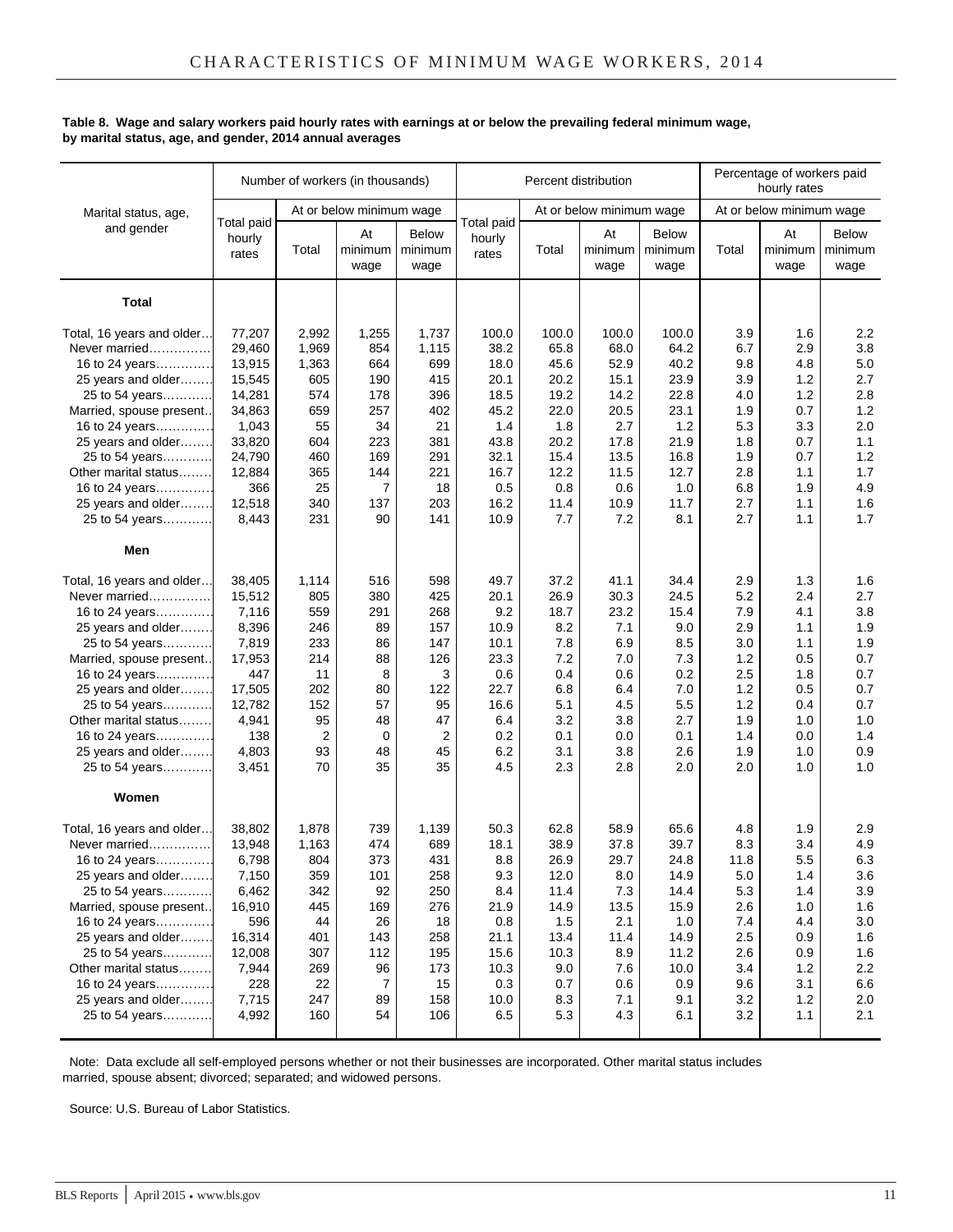**Table 8. Wage and salary workers paid hourly rates with earnings at or below the prevailing federal minimum wage, by marital status, age, and gender, 2014 annual averages**

| Marital status, age, and gender | Number of workers (in thousands) | | | | Percent distribution | | | | Percentage of workers paid hourly rates | | |
|---|---|---|---|---|---|---|---|---|---|---|---|
| | Total paid hourly rates | At or below minimum wage | | | Total paid hourly rates | At or below minimum wage | | | At or below minimum wage | | |
| | | Total | At minimum wage | Below minimum wage | | Total | At minimum wage | Below minimum wage | Total | At minimum wage | Below minimum wage |
| **Total** | | | | | | | | | | | |
| Total, 16 years and older | 77,207 | 2,992 | 1,255 | 1,737 | 100.0 | 100.0 | 100.0 | 100.0 | 3.9 | 1.6 | 2.2 |
| Never married | 29,460 | 1,969 | 854 | 1,115 | 38.2 | 65.8 | 68.0 | 64.2 | 6.7 | 2.9 | 3.8 |
| 16 to 24 years | 13,915 | 1,363 | 664 | 699 | 18.0 | 45.6 | 52.9 | 40.2 | 9.8 | 4.8 | 5.0 |
| 25 years and older | 15,545 | 605 | 190 | 415 | 20.1 | 20.2 | 15.1 | 23.9 | 3.9 | 1.2 | 2.7 |
| 25 to 54 years | 14,281 | 574 | 178 | 396 | 18.5 | 19.2 | 14.2 | 22.8 | 4.0 | 1.2 | 2.8 |
| Married, spouse present | 34,863 | 659 | 257 | 402 | 45.2 | 22.0 | 20.5 | 23.1 | 1.9 | 0.7 | 1.2 |
| 16 to 24 years | 1,043 | 55 | 34 | 21 | 1.4 | 1.8 | 2.7 | 1.2 | 5.3 | 3.3 | 2.0 |
| 25 years and older | 33,820 | 604 | 223 | 381 | 43.8 | 20.2 | 17.8 | 21.9 | 1.8 | 0.7 | 1.1 |
| 25 to 54 years | 24,790 | 460 | 169 | 291 | 32.1 | 15.4 | 13.5 | 16.8 | 1.9 | 0.7 | 1.2 |
| Other marital status | 12,884 | 365 | 144 | 221 | 16.7 | 12.2 | 11.5 | 12.7 | 2.8 | 1.1 | 1.7 |
| 16 to 24 years | 366 | 25 | 7 | 18 | 0.5 | 0.8 | 0.6 | 1.0 | 6.8 | 1.9 | 4.9 |
| 25 years and older | 12,518 | 340 | 137 | 203 | 16.2 | 11.4 | 10.9 | 11.7 | 2.7 | 1.1 | 1.6 |
| 25 to 54 years | 8,443 | 231 | 90 | 141 | 10.9 | 7.7 | 7.2 | 8.1 | 2.7 | 1.1 | 1.7 |
| **Men** | | | | | | | | | | | |
| Total, 16 years and older | 38,405 | 1,114 | 516 | 598 | 49.7 | 37.2 | 41.1 | 34.4 | 2.9 | 1.3 | 1.6 |
| Never married | 15,512 | 805 | 380 | 425 | 20.1 | 26.9 | 30.3 | 24.5 | 5.2 | 2.4 | 2.7 |
| 16 to 24 years | 7,116 | 559 | 291 | 268 | 9.2 | 18.7 | 23.2 | 15.4 | 7.9 | 4.1 | 3.8 |
| 25 years and older | 8,396 | 246 | 89 | 157 | 10.9 | 8.2 | 7.1 | 9.0 | 2.9 | 1.1 | 1.9 |
| 25 to 54 years | 7,819 | 233 | 86 | 147 | 10.1 | 7.8 | 6.9 | 8.5 | 3.0 | 1.1 | 1.9 |
| Married, spouse present | 17,953 | 214 | 88 | 126 | 23.3 | 7.2 | 7.0 | 7.3 | 1.2 | 0.5 | 0.7 |
| 16 to 24 years | 447 | 11 | 8 | 3 | 0.6 | 0.4 | 0.6 | 0.2 | 2.5 | 1.8 | 0.7 |
| 25 years and older | 17,505 | 202 | 80 | 122 | 22.7 | 6.8 | 6.4 | 7.0 | 1.2 | 0.5 | 0.7 |
| 25 to 54 years | 12,782 | 152 | 57 | 95 | 16.6 | 5.1 | 4.5 | 5.5 | 1.2 | 0.4 | 0.7 |
| Other marital status | 4,941 | 95 | 48 | 47 | 6.4 | 3.2 | 3.8 | 2.7 | 1.9 | 1.0 | 1.0 |
| 16 to 24 years | 138 | 2 | 0 | 2 | 0.2 | 0.1 | 0.0 | 0.1 | 1.4 | 0.0 | 1.4 |
| 25 years and older | 4,803 | 93 | 48 | 45 | 6.2 | 3.1 | 3.8 | 2.6 | 1.9 | 1.0 | 0.9 |
| 25 to 54 years | 3,451 | 70 | 35 | 35 | 4.5 | 2.3 | 2.8 | 2.0 | 2.0 | 1.0 | 1.0 |
| **Women** | | | | | | | | | | | |
| Total, 16 years and older | 38,802 | 1,878 | 739 | 1,139 | 50.3 | 62.8 | 58.9 | 65.6 | 4.8 | 1.9 | 2.9 |
| Never married | 13,948 | 1,163 | 474 | 689 | 18.1 | 38.9 | 37.8 | 39.7 | 8.3 | 3.4 | 4.9 |
| 16 to 24 years | 6,798 | 804 | 373 | 431 | 8.8 | 26.9 | 29.7 | 24.8 | 11.8 | 5.5 | 6.3 |
| 25 years and older | 7,150 | 359 | 101 | 258 | 9.3 | 12.0 | 8.0 | 14.9 | 5.0 | 1.4 | 3.6 |
| 25 to 54 years | 6,462 | 342 | 92 | 250 | 8.4 | 11.4 | 7.3 | 14.4 | 5.3 | 1.4 | 3.9 |
| Married, spouse present | 16,910 | 445 | 169 | 276 | 21.9 | 14.9 | 13.5 | 15.9 | 2.6 | 1.0 | 1.6 |
| 16 to 24 years | 596 | 44 | 26 | 18 | 0.8 | 1.5 | 2.1 | 1.0 | 7.4 | 4.4 | 3.0 |
| 25 years and older | 16,314 | 401 | 143 | 258 | 21.1 | 13.4 | 11.4 | 14.9 | 2.5 | 0.9 | 1.6 |
| 25 to 54 years | 12,008 | 307 | 112 | 195 | 15.6 | 10.3 | 8.9 | 11.2 | 2.6 | 0.9 | 1.6 |
| Other marital status | 7,944 | 269 | 96 | 173 | 10.3 | 9.0 | 7.6 | 10.0 | 3.4 | 1.2 | 2.2 |
| 16 to 24 years | 228 | 22 | 7 | 15 | 0.3 | 0.7 | 0.6 | 0.9 | 9.6 | 3.1 | 6.6 |
| 25 years and older | 7,715 | 247 | 89 | 158 | 10.0 | 8.3 | 7.1 | 9.1 | 3.2 | 1.2 | 2.0 |
| 25 to 54 years | 4,992 | 160 | 54 | 106 | 6.5 | 5.3 | 4.3 | 6.1 | 3.2 | 1.1 | 2.1 |

Note: Data exclude all self-employed persons whether or not their businesses are incorporated. Other marital status includes married, spouse absent; divorced; separated; and widowed persons.

Source: U.S. Bureau of Labor Statistics.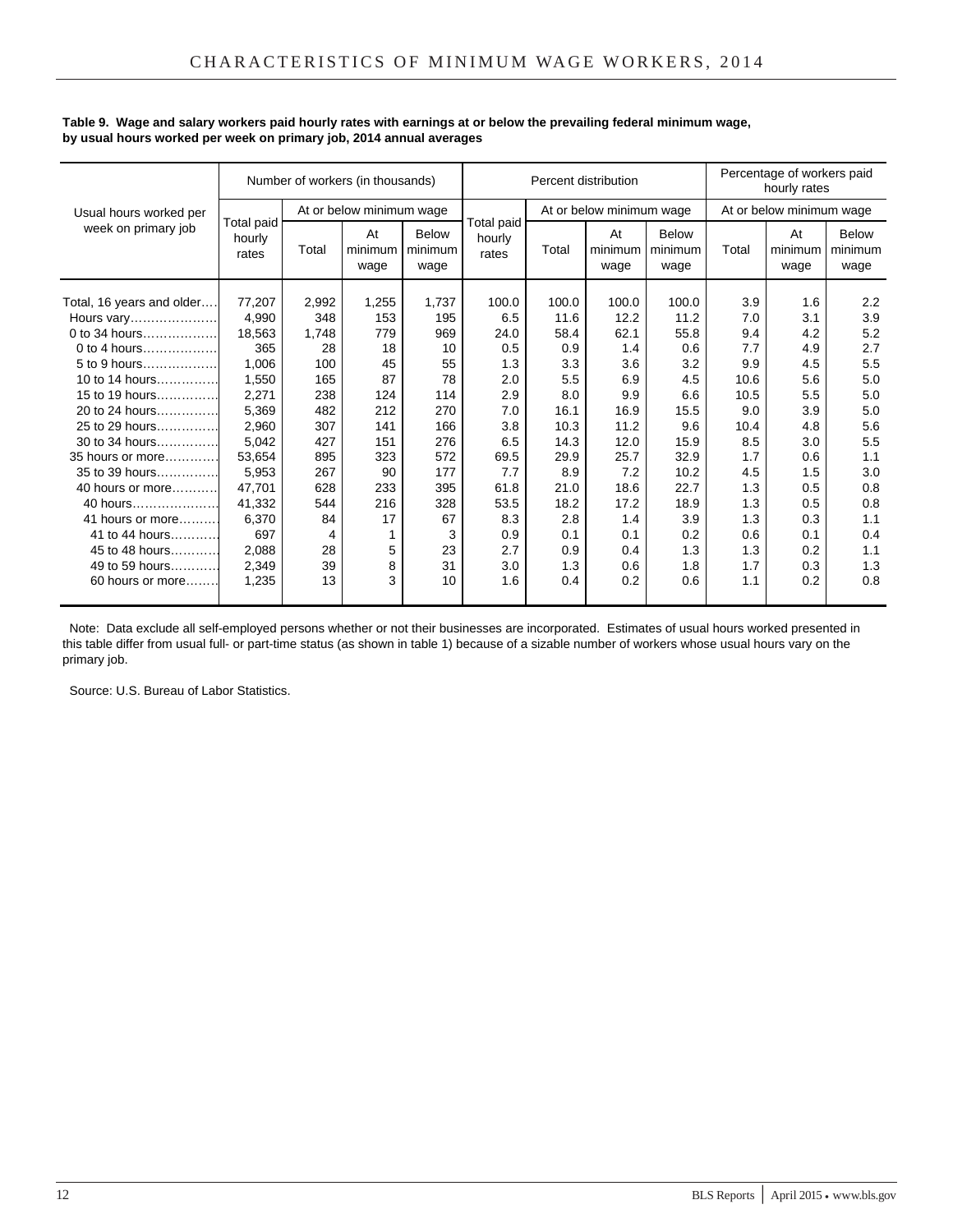**Table 9. Wage and salary workers paid hourly rates with earnings at or below the prevailing federal minimum wage, by usual hours worked per week on primary job, 2014 annual averages**

| Usual hours worked per week on primary job | Number of workers (in thousands) | | | | Percent distribution | | | | Percentage of workers paid hourly rates | | |
|---|---|---|---|---|---|---|---|---|---|---|---|
| | Total paid hourly rates | At or below minimum wage | | | Total paid hourly rates | At or below minimum wage | | | At or below minimum wage | | |
| | | Total | At minimum wage | Below minimum wage | | Total | At minimum wage | Below minimum wage | Total | At minimum wage | Below minimum wage |
| Total, 16 years and older | 77,207 | 2,992 | 1,255 | 1,737 | 100.0 | 100.0 | 100.0 | 100.0 | 3.9 | 1.6 | 2.2 |
| Hours vary | 4,990 | 348 | 153 | 195 | 6.5 | 11.6 | 12.2 | 11.2 | 7.0 | 3.1 | 3.9 |
| 0 to 34 hours | 18,563 | 1,748 | 779 | 969 | 24.0 | 58.4 | 62.1 | 55.8 | 9.4 | 4.2 | 5.2 |
| 0 to 4 hours | 365 | 28 | 18 | 10 | 0.5 | 0.9 | 1.4 | 0.6 | 7.7 | 4.9 | 2.7 |
| 5 to 9 hours | 1,006 | 100 | 45 | 55 | 1.3 | 3.3 | 3.6 | 3.2 | 9.9 | 4.5 | 5.5 |
| 10 to 14 hours | 1,550 | 165 | 87 | 78 | 2.0 | 5.5 | 6.9 | 4.5 | 10.6 | 5.6 | 5.0 |
| 15 to 19 hours | 2,271 | 238 | 124 | 114 | 2.9 | 8.0 | 9.9 | 6.6 | 10.5 | 5.5 | 5.0 |
| 20 to 24 hours | 5,369 | 482 | 212 | 270 | 7.0 | 16.1 | 16.9 | 15.5 | 9.0 | 3.9 | 5.0 |
| 25 to 29 hours | 2,960 | 307 | 141 | 166 | 3.8 | 10.3 | 11.2 | 9.6 | 10.4 | 4.8 | 5.6 |
| 30 to 34 hours | 5,042 | 427 | 151 | 276 | 6.5 | 14.3 | 12.0 | 15.9 | 8.5 | 3.0 | 5.5 |
| 35 hours or more | 53,654 | 895 | 323 | 572 | 69.5 | 29.9 | 25.7 | 32.9 | 1.7 | 0.6 | 1.1 |
| 35 to 39 hours | 5,953 | 267 | 90 | 177 | 7.7 | 8.9 | 7.2 | 10.2 | 4.5 | 1.5 | 3.0 |
| 40 hours or more | 47,701 | 628 | 233 | 395 | 61.8 | 21.0 | 18.6 | 22.7 | 1.3 | 0.5 | 0.8 |
| 40 hours | 41,332 | 544 | 216 | 328 | 53.5 | 18.2 | 17.2 | 18.9 | 1.3 | 0.5 | 0.8 |
| 41 hours or more | 6,370 | 84 | 17 | 67 | 8.3 | 2.8 | 1.4 | 3.9 | 1.3 | 0.3 | 1.1 |
| 41 to 44 hours | 697 | 4 | 1 | 3 | 0.9 | 0.1 | 0.1 | 0.2 | 0.6 | 0.1 | 0.4 |
| 45 to 48 hours | 2,088 | 28 | 5 | 23 | 2.7 | 0.9 | 0.4 | 1.3 | 1.3 | 0.2 | 1.1 |
| 49 to 59 hours | 2,349 | 39 | 8 | 31 | 3.0 | 1.3 | 0.6 | 1.8 | 1.7 | 0.3 | 1.3 |
| 60 hours or more | 1,235 | 13 | 3 | 10 | 1.6 | 0.4 | 0.2 | 0.6 | 1.1 | 0.2 | 0.8 |

Note: Data exclude all self-employed persons whether or not their businesses are incorporated. Estimates of usual hours worked presented in this table differ from usual full- or part-time status (as shown in table 1) because of a sizable number of workers whose usual hours vary on the primary job.

Source: U.S. Bureau of Labor Statistics.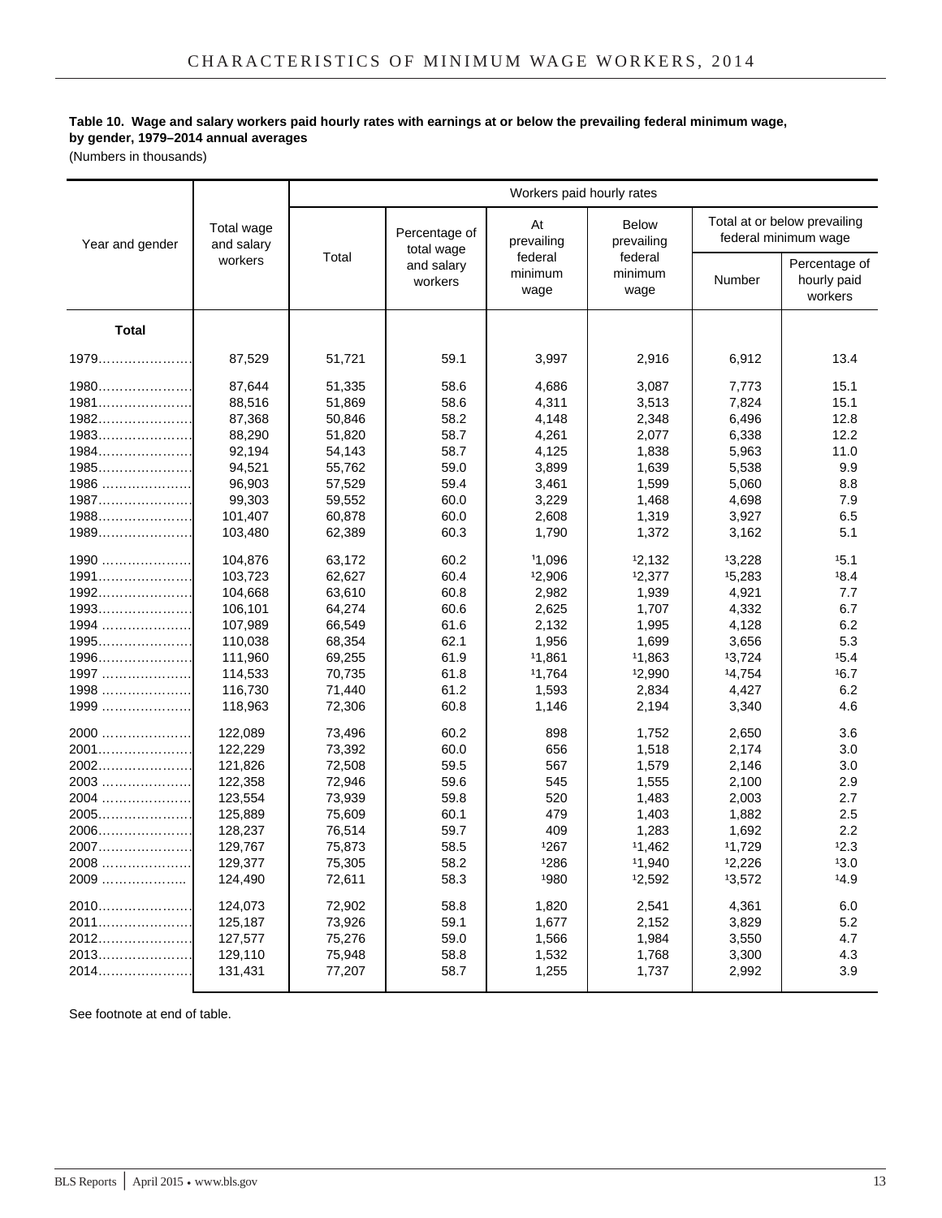**Table 10. Wage and salary workers paid hourly rates with earnings at or below the prevailing federal minimum wage, by gender, 1979–2014 annual averages**

(Numbers in thousands)

| Year and gender | Total wage and salary workers | Workers paid hourly rates | | | | | |
|---|---|---|---|---|---|---|---|
| | | Total | Percentage of total wage and salary workers | At prevailing federal minimum wage | Below prevailing federal minimum wage | Total at or below prevailing federal minimum wage | |
| | | | | | | Number | Percentage of hourly paid workers |
| **Total** | | | | | | | |
| 1979 | 87,529 | 51,721 | 59.1 | 3,997 | 2,916 | 6,912 | 13.4 |
| 1980 | 87,644 | 51,335 | 58.6 | 4,686 | 3,087 | 7,773 | 15.1 |
| 1981 | 88,516 | 51,869 | 58.6 | 4,311 | 3,513 | 7,824 | 15.1 |
| 1982 | 87,368 | 50,846 | 58.2 | 4,148 | 2,348 | 6,496 | 12.8 |
| 1983 | 88,290 | 51,820 | 58.7 | 4,261 | 2,077 | 6,338 | 12.2 |
| 1984 | 92,194 | 54,143 | 58.7 | 4,125 | 1,838 | 5,963 | 11.0 |
| 1985 | 94,521 | 55,762 | 59.0 | 3,899 | 1,639 | 5,538 | 9.9 |
| 1986 | 96,903 | 57,529 | 59.4 | 3,461 | 1,599 | 5,060 | 8.8 |
| 1987 | 99,303 | 59,552 | 60.0 | 3,229 | 1,468 | 4,698 | 7.9 |
| 1988 | 101,407 | 60,878 | 60.0 | 2,608 | 1,319 | 3,927 | 6.5 |
| 1989 | 103,480 | 62,389 | 60.3 | 1,790 | 1,372 | 3,162 | 5.1 |
| 1990 | 104,876 | 63,172 | 60.2 | [1]1,096 | [1]2,132 | [1]3,228 | [1]5.1 |
| 1991 | 103,723 | 62,627 | 60.4 | [1]2,906 | [1]2,377 | [1]5,283 | [1]8.4 |
| 1992 | 104,668 | 63,610 | 60.8 | 2,982 | 1,939 | 4,921 | 7.7 |
| 1993 | 106,101 | 64,274 | 60.6 | 2,625 | 1,707 | 4,332 | 6.7 |
| 1994 | 107,989 | 66,549 | 61.6 | 2,132 | 1,995 | 4,128 | 6.2 |
| 1995 | 110,038 | 68,354 | 62.1 | 1,956 | 1,699 | 3,656 | 5.3 |
| 1996 | 111,960 | 69,255 | 61.9 | [1]1,861 | [1]1,863 | [1]3,724 | [1]5.4 |
| 1997 | 114,533 | 70,735 | 61.8 | [1]1,764 | [1]2,990 | [1]4,754 | [1]6.7 |
| 1998 | 116,730 | 71,440 | 61.2 | 1,593 | 2,834 | 4,427 | 6.2 |
| 1999 | 118,963 | 72,306 | 60.8 | 1,146 | 2,194 | 3,340 | 4.6 |
| 2000 | 122,089 | 73,496 | 60.2 | 898 | 1,752 | 2,650 | 3.6 |
| 2001 | 122,229 | 73,392 | 60.0 | 656 | 1,518 | 2,174 | 3.0 |
| 2002 | 121,826 | 72,508 | 59.5 | 567 | 1,579 | 2,146 | 3.0 |
| 2003 | 122,358 | 72,946 | 59.6 | 545 | 1,555 | 2,100 | 2.9 |
| 2004 | 123,554 | 73,939 | 59.8 | 520 | 1,483 | 2,003 | 2.7 |
| 2005 | 125,889 | 75,609 | 60.1 | 479 | 1,403 | 1,882 | 2.5 |
| 2006 | 128,237 | 76,514 | 59.7 | 409 | 1,283 | 1,692 | 2.2 |
| 2007 | 129,767 | 75,873 | 58.5 | [1]267 | [1]1,462 | [1]1,729 | [1]2.3 |
| 2008 | 129,377 | 75,305 | 58.2 | [1]286 | [1]1,940 | [1]2,226 | [1]3.0 |
| 2009 | 124,490 | 72,611 | 58.3 | [1]980 | [1]2,592 | [1]3,572 | [1]4.9 |
| 2010 | 124,073 | 72,902 | 58.8 | 1,820 | 2,541 | 4,361 | 6.0 |
| 2011 | 125,187 | 73,926 | 59.1 | 1,677 | 2,152 | 3,829 | 5.2 |
| 2012 | 127,577 | 75,276 | 59.0 | 1,566 | 1,984 | 3,550 | 4.7 |
| 2013 | 129,110 | 75,948 | 58.8 | 1,532 | 1,768 | 3,300 | 4.3 |
| 2014 | 131,431 | 77,207 | 58.7 | 1,255 | 1,737 | 2,992 | 3.9 |

See footnote at end of table.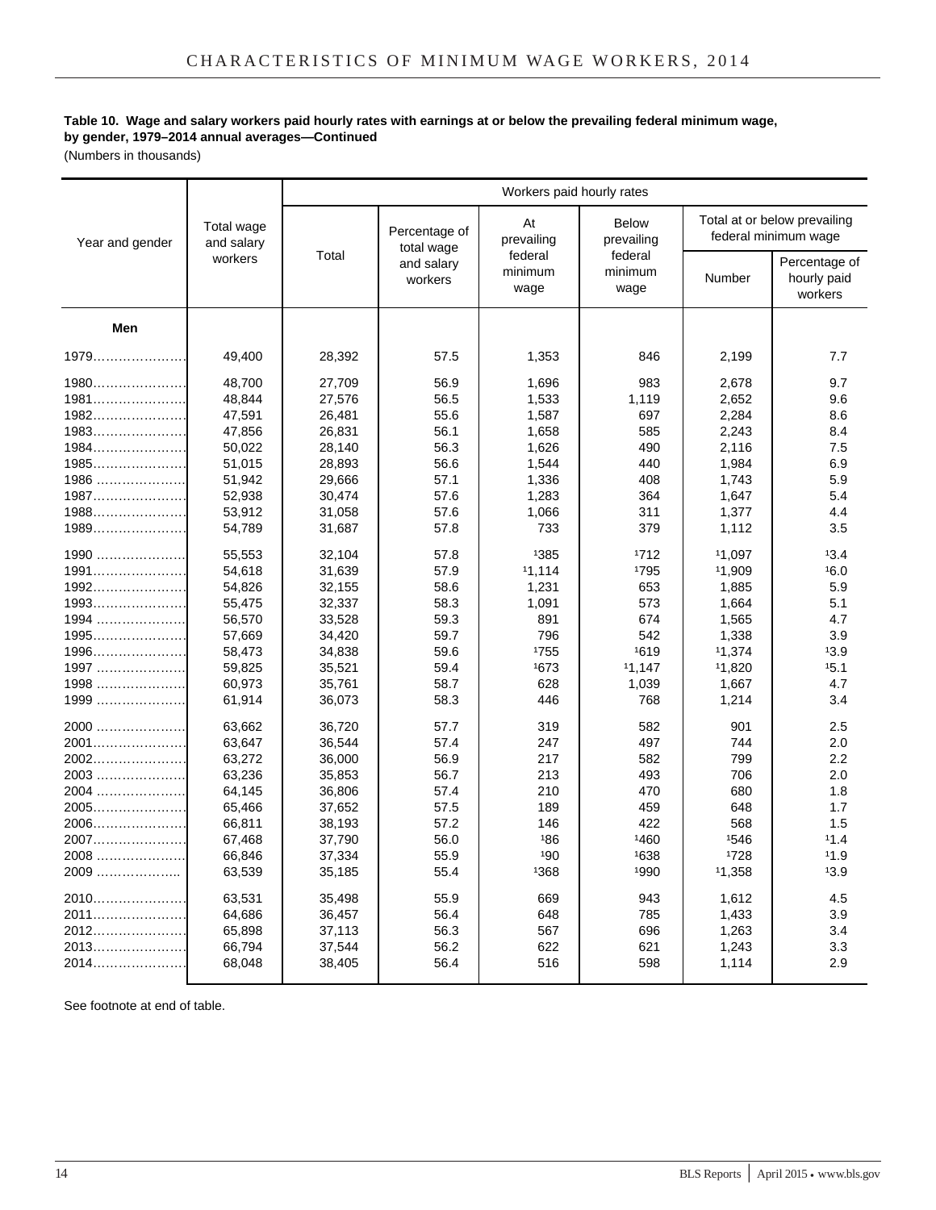**Table 10. Wage and salary workers paid hourly rates with earnings at or below the prevailing federal minimum wage, by gender, 1979–2014 annual averages—Continued**

(Numbers in thousands)

| Year and gender | Total wage and salary workers | Workers paid hourly rates | | | | | |
|---|---|---|---|---|---|---|---|
| | | Total | Percentage of total wage and salary workers | At prevailing federal minimum wage | Below prevailing federal minimum wage | Total at or below prevailing federal minimum wage | |
| | | | | | | Number | Percentage of hourly paid workers |
| **Men** | | | | | | | |
| 1979 | 49,400 | 28,392 | 57.5 | 1,353 | 846 | 2,199 | 7.7 |
| 1980 | 48,700 | 27,709 | 56.9 | 1,696 | 983 | 2,678 | 9.7 |
| 1981 | 48,844 | 27,576 | 56.5 | 1,533 | 1,119 | 2,652 | 9.6 |
| 1982 | 47,591 | 26,481 | 55.6 | 1,587 | 697 | 2,284 | 8.6 |
| 1983 | 47,856 | 26,831 | 56.1 | 1,658 | 585 | 2,243 | 8.4 |
| 1984 | 50,022 | 28,140 | 56.3 | 1,626 | 490 | 2,116 | 7.5 |
| 1985 | 51,015 | 28,893 | 56.6 | 1,544 | 440 | 1,984 | 6.9 |
| 1986 | 51,942 | 29,666 | 57.1 | 1,336 | 408 | 1,743 | 5.9 |
| 1987 | 52,938 | 30,474 | 57.6 | 1,283 | 364 | 1,647 | 5.4 |
| 1988 | 53,912 | 31,058 | 57.6 | 1,066 | 311 | 1,377 | 4.4 |
| 1989 | 54,789 | 31,687 | 57.8 | 733 | 379 | 1,112 | 3.5 |
| 1990 | 55,553 | 32,104 | 57.8 | [1]385 | [1]712 | [1]1,097 | [1]3.4 |
| 1991 | 54,618 | 31,639 | 57.9 | [1]1,114 | [1]795 | [1]1,909 | [1]6.0 |
| 1992 | 54,826 | 32,155 | 58.6 | 1,231 | 653 | 1,885 | 5.9 |
| 1993 | 55,475 | 32,337 | 58.3 | 1,091 | 573 | 1,664 | 5.1 |
| 1994 | 56,570 | 33,528 | 59.3 | 891 | 674 | 1,565 | 4.7 |
| 1995 | 57,669 | 34,420 | 59.7 | 796 | 542 | 1,338 | 3.9 |
| 1996 | 58,473 | 34,838 | 59.6 | [1]755 | [1]619 | [1]1,374 | [1]3.9 |
| 1997 | 59,825 | 35,521 | 59.4 | [1]673 | [1]1,147 | [1]1,820 | [1]5.1 |
| 1998 | 60,973 | 35,761 | 58.7 | 628 | 1,039 | 1,667 | 4.7 |
| 1999 | 61,914 | 36,073 | 58.3 | 446 | 768 | 1,214 | 3.4 |
| 2000 | 63,662 | 36,720 | 57.7 | 319 | 582 | 901 | 2.5 |
| 2001 | 63,647 | 36,544 | 57.4 | 247 | 497 | 744 | 2.0 |
| 2002 | 63,272 | 36,000 | 56.9 | 217 | 582 | 799 | 2.2 |
| 2003 | 63,236 | 35,853 | 56.7 | 213 | 493 | 706 | 2.0 |
| 2004 | 64,145 | 36,806 | 57.4 | 210 | 470 | 680 | 1.8 |
| 2005 | 65,466 | 37,652 | 57.5 | 189 | 459 | 648 | 1.7 |
| 2006 | 66,811 | 38,193 | 57.2 | 146 | 422 | 568 | 1.5 |
| 2007 | 67,468 | 37,790 | 56.0 | [1]86 | [1]460 | [1]546 | [1]1.4 |
| 2008 | 66,846 | 37,334 | 55.9 | [1]90 | [1]638 | [1]728 | [1]1.9 |
| 2009 | 63,539 | 35,185 | 55.4 | [1]368 | [1]990 | [1]1,358 | [1]3.9 |
| 2010 | 63,531 | 35,498 | 55.9 | 669 | 943 | 1,612 | 4.5 |
| 2011 | 64,686 | 36,457 | 56.4 | 648 | 785 | 1,433 | 3.9 |
| 2012 | 65,898 | 37,113 | 56.3 | 567 | 696 | 1,263 | 3.4 |
| 2013 | 66,794 | 37,544 | 56.2 | 622 | 621 | 1,243 | 3.3 |
| 2014 | 68,048 | 38,405 | 56.4 | 516 | 598 | 1,114 | 2.9 |

See footnote at end of table.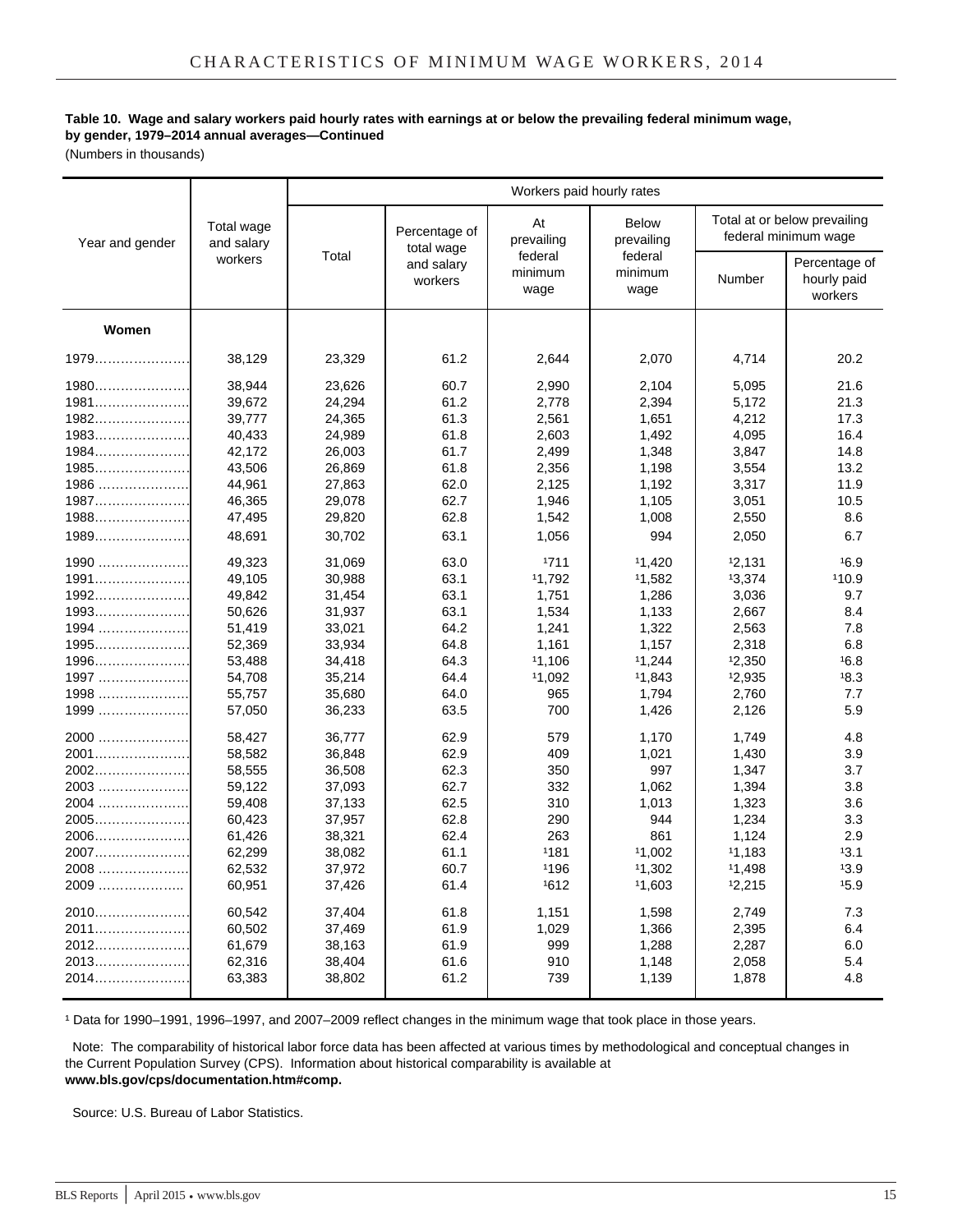**Table 10. Wage and salary workers paid hourly rates with earnings at or below the prevailing federal minimum wage, by gender, 1979–2014 annual averages—Continued**

(Numbers in thousands)

| Year and gender | Total wage and salary workers | Workers paid hourly rates | | | | | |
|---|---|---|---|---|---|---|---|
| | | Total | Percentage of total wage and salary workers | At prevailing federal minimum wage | Below prevailing federal minimum wage | Total at or below prevailing federal minimum wage | |
| | | | | | | Number | Percentage of hourly paid workers |
| **Women** | | | | | | | |
| 1979 | 38,129 | 23,329 | 61.2 | 2,644 | 2,070 | 4,714 | 20.2 |
| 1980 | 38,944 | 23,626 | 60.7 | 2,990 | 2,104 | 5,095 | 21.6 |
| 1981 | 39,672 | 24,294 | 61.2 | 2,778 | 2,394 | 5,172 | 21.3 |
| 1982 | 39,777 | 24,365 | 61.3 | 2,561 | 1,651 | 4,212 | 17.3 |
| 1983 | 40,433 | 24,989 | 61.8 | 2,603 | 1,492 | 4,095 | 16.4 |
| 1984 | 42,172 | 26,003 | 61.7 | 2,499 | 1,348 | 3,847 | 14.8 |
| 1985 | 43,506 | 26,869 | 61.8 | 2,356 | 1,198 | 3,554 | 13.2 |
| 1986 | 44,961 | 27,863 | 62.0 | 2,125 | 1,192 | 3,317 | 11.9 |
| 1987 | 46,365 | 29,078 | 62.7 | 1,946 | 1,105 | 3,051 | 10.5 |
| 1988 | 47,495 | 29,820 | 62.8 | 1,542 | 1,008 | 2,550 | 8.6 |
| 1989 | 48,691 | 30,702 | 63.1 | 1,056 | 994 | 2,050 | 6.7 |
| 1990 | 49,323 | 31,069 | 63.0 | [1]711 | [1]1,420 | [1]2,131 | [1]6.9 |
| 1991 | 49,105 | 30,988 | 63.1 | [1]1,792 | [1]1,582 | [1]3,374 | [1]10.9 |
| 1992 | 49,842 | 31,454 | 63.1 | 1,751 | 1,286 | 3,036 | 9.7 |
| 1993 | 50,626 | 31,937 | 63.1 | 1,534 | 1,133 | 2,667 | 8.4 |
| 1994 | 51,419 | 33,021 | 64.2 | 1,241 | 1,322 | 2,563 | 7.8 |
| 1995 | 52,369 | 33,934 | 64.8 | 1,161 | 1,157 | 2,318 | 6.8 |
| 1996 | 53,488 | 34,418 | 64.3 | [1]1,106 | [1]1,244 | [1]2,350 | [1]6.8 |
| 1997 | 54,708 | 35,214 | 64.4 | [1]1,092 | [1]1,843 | [1]2,935 | [1]8.3 |
| 1998 | 55,757 | 35,680 | 64.0 | 965 | 1,794 | 2,760 | 7.7 |
| 1999 | 57,050 | 36,233 | 63.5 | 700 | 1,426 | 2,126 | 5.9 |
| 2000 | 58,427 | 36,777 | 62.9 | 579 | 1,170 | 1,749 | 4.8 |
| 2001 | 58,582 | 36,848 | 62.9 | 409 | 1,021 | 1,430 | 3.9 |
| 2002 | 58,555 | 36,508 | 62.3 | 350 | 997 | 1,347 | 3.7 |
| 2003 | 59,122 | 37,093 | 62.7 | 332 | 1,062 | 1,394 | 3.8 |
| 2004 | 59,408 | 37,133 | 62.5 | 310 | 1,013 | 1,323 | 3.6 |
| 2005 | 60,423 | 37,957 | 62.8 | 290 | 944 | 1,234 | 3.3 |
| 2006 | 61,426 | 38,321 | 62.4 | 263 | 861 | 1,124 | 2.9 |
| 2007 | 62,299 | 38,082 | 61.1 | [1]181 | [1]1,002 | [1]1,183 | [1]3.1 |
| 2008 | 62,532 | 37,972 | 60.7 | [1]196 | [1]1,302 | [1]1,498 | [1]3.9 |
| 2009 | 60,951 | 37,426 | 61.4 | [1]612 | [1]1,603 | [1]2,215 | [1]5.9 |
| 2010 | 60,542 | 37,404 | 61.8 | 1,151 | 1,598 | 2,749 | 7.3 |
| 2011 | 60,502 | 37,469 | 61.9 | 1,029 | 1,366 | 2,395 | 6.4 |
| 2012 | 61,679 | 38,163 | 61.9 | 999 | 1,288 | 2,287 | 6.0 |
| 2013 | 62,316 | 38,404 | 61.6 | 910 | 1,148 | 2,058 | 5.4 |
| 2014 | 63,383 | 38,802 | 61.2 | 739 | 1,139 | 1,878 | 4.8 |

[1] Data for 1990–1991, 1996–1997, and 2007–2009 reflect changes in the minimum wage that took place in those years.

Note: The comparability of historical labor force data has been affected at various times by methodological and conceptual changes in the Current Population Survey (CPS). Information about historical comparability is available at **www.bls.gov/cps/documentation.htm#comp.**

Source: U.S. Bureau of Labor Statistics.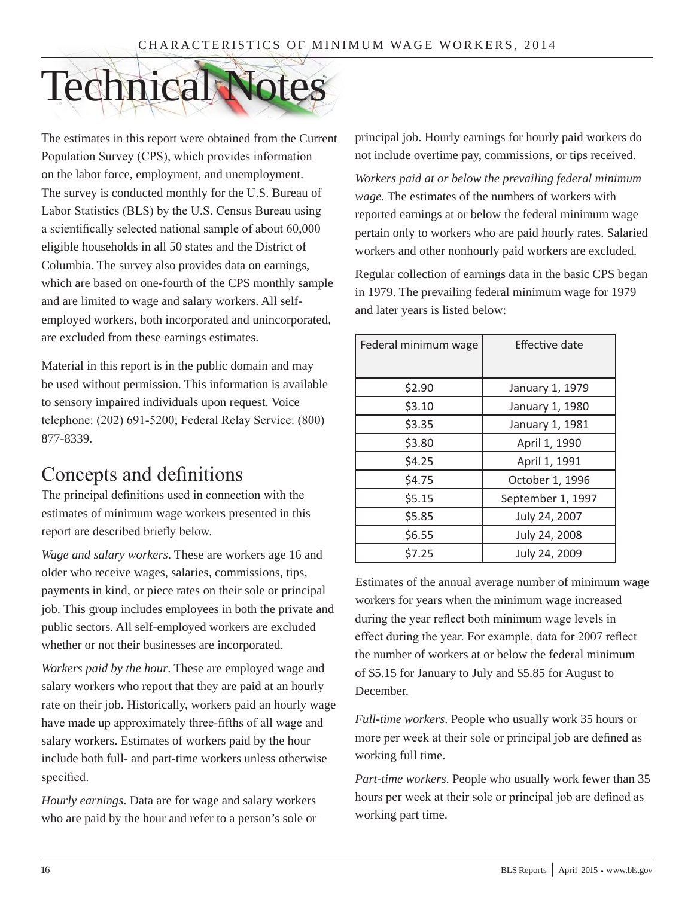# Technical Notes

The estimates in this report were obtained from the Current Population Survey (CPS), which provides information on the labor force, employment, and unemployment. The survey is conducted monthly for the U.S. Bureau of Labor Statistics (BLS) by the U.S. Census Bureau using a scientifically selected national sample of about 60,000 eligible households in all 50 states and the District of Columbia. The survey also provides data on earnings, which are based on one-fourth of the CPS monthly sample and are limited to wage and salary workers. All self-employed workers, both incorporated and unincorporated, are excluded from these earnings estimates.

Material in this report is in the public domain and may be used without permission. This information is available to sensory impaired individuals upon request. Voice telephone: (202) 691-5200; Federal Relay Service: (800) 877-8339.

## Concepts and definitions

The principal definitions used in connection with the estimates of minimum wage workers presented in this report are described briefly below.

*Wage and salary workers*. These are workers age 16 and older who receive wages, salaries, commissions, tips, payments in kind, or piece rates on their sole or principal job. This group includes employees in both the private and public sectors. All self-employed workers are excluded whether or not their businesses are incorporated.

*Workers paid by the hour*. These are employed wage and salary workers who report that they are paid at an hourly rate on their job. Historically, workers paid an hourly wage have made up approximately three-fifths of all wage and salary workers. Estimates of workers paid by the hour include both full- and part-time workers unless otherwise specified.

*Hourly earnings*. Data are for wage and salary workers who are paid by the hour and refer to a person's sole or principal job. Hourly earnings for hourly paid workers do not include overtime pay, commissions, or tips received.

*Workers paid at or below the prevailing federal minimum wage*. The estimates of the numbers of workers with reported earnings at or below the federal minimum wage pertain only to workers who are paid hourly rates. Salaried workers and other nonhourly paid workers are excluded.

Regular collection of earnings data in the basic CPS began in 1979. The prevailing federal minimum wage for 1979 and later years is listed below:

| Federal minimum wage | Effective date |
|---|---|
| $2.90 | January 1, 1979 |
| $3.10 | January 1, 1980 |
| $3.35 | January 1, 1981 |
| $3.80 | April 1, 1990 |
| $4.25 | April 1, 1991 |
| $4.75 | October 1, 1996 |
| $5.15 | September 1, 1997 |
| $5.85 | July 24, 2007 |
| $6.55 | July 24, 2008 |
| $7.25 | July 24, 2009 |

Estimates of the annual average number of minimum wage workers for years when the minimum wage increased during the year reflect both minimum wage levels in effect during the year. For example, data for 2007 reflect the number of workers at or below the federal minimum of $5.15 for January to July and $5.85 for August to December.

*Full-time workers*. People who usually work 35 hours or more per week at their sole or principal job are defined as working full time.

*Part-time workers*. People who usually work fewer than 35 hours per week at their sole or principal job are defined as working part time.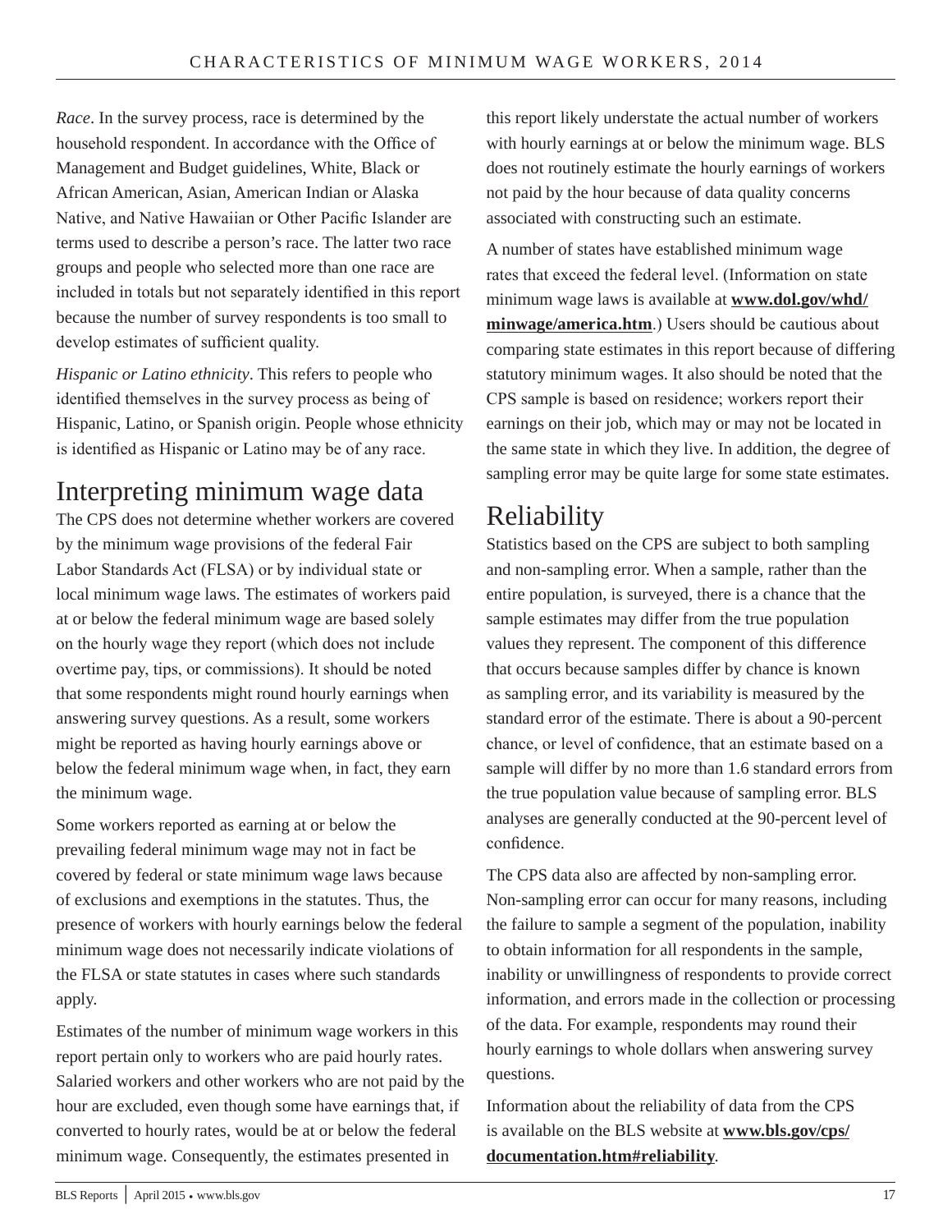*Race*. In the survey process, race is determined by the household respondent. In accordance with the Office of Management and Budget guidelines, White, Black or African American, Asian, American Indian or Alaska Native, and Native Hawaiian or Other Pacific Islander are terms used to describe a person's race. The latter two race groups and people who selected more than one race are included in totals but not separately identified in this report because the number of survey respondents is too small to develop estimates of sufficient quality.

*Hispanic or Latino ethnicity*. This refers to people who identified themselves in the survey process as being of Hispanic, Latino, or Spanish origin. People whose ethnicity is identified as Hispanic or Latino may be of any race.

## Interpreting minimum wage data

The CPS does not determine whether workers are covered by the minimum wage provisions of the federal Fair Labor Standards Act (FLSA) or by individual state or local minimum wage laws. The estimates of workers paid at or below the federal minimum wage are based solely on the hourly wage they report (which does not include overtime pay, tips, or commissions). It should be noted that some respondents might round hourly earnings when answering survey questions. As a result, some workers might be reported as having hourly earnings above or below the federal minimum wage when, in fact, they earn the minimum wage.

Some workers reported as earning at or below the prevailing federal minimum wage may not in fact be covered by federal or state minimum wage laws because of exclusions and exemptions in the statutes. Thus, the presence of workers with hourly earnings below the federal minimum wage does not necessarily indicate violations of the FLSA or state statutes in cases where such standards apply.

Estimates of the number of minimum wage workers in this report pertain only to workers who are paid hourly rates. Salaried workers and other workers who are not paid by the hour are excluded, even though some have earnings that, if converted to hourly rates, would be at or below the federal minimum wage. Consequently, the estimates presented in this report likely understate the actual number of workers with hourly earnings at or below the minimum wage. BLS does not routinely estimate the hourly earnings of workers not paid by the hour because of data quality concerns associated with constructing such an estimate.

A number of states have established minimum wage rates that exceed the federal level. (Information on state minimum wage laws is available at **www.dol.gov/whd/minwage/america.htm**.) Users should be cautious about comparing state estimates in this report because of differing statutory minimum wages. It also should be noted that the CPS sample is based on residence; workers report their earnings on their job, which may or may not be located in the same state in which they live. In addition, the degree of sampling error may be quite large for some state estimates.

## Reliability

Statistics based on the CPS are subject to both sampling and non-sampling error. When a sample, rather than the entire population, is surveyed, there is a chance that the sample estimates may differ from the true population values they represent. The component of this difference that occurs because samples differ by chance is known as sampling error, and its variability is measured by the standard error of the estimate. There is about a 90-percent chance, or level of confidence, that an estimate based on a sample will differ by no more than 1.6 standard errors from the true population value because of sampling error. BLS analyses are generally conducted at the 90-percent level of confidence.

The CPS data also are affected by non-sampling error. Non-sampling error can occur for many reasons, including the failure to sample a segment of the population, inability to obtain information for all respondents in the sample, inability or unwillingness of respondents to provide correct information, and errors made in the collection or processing of the data. For example, respondents may round their hourly earnings to whole dollars when answering survey questions.

Information about the reliability of data from the CPS is available on the BLS website at **www.bls.gov/cps/documentation.htm#reliability**.